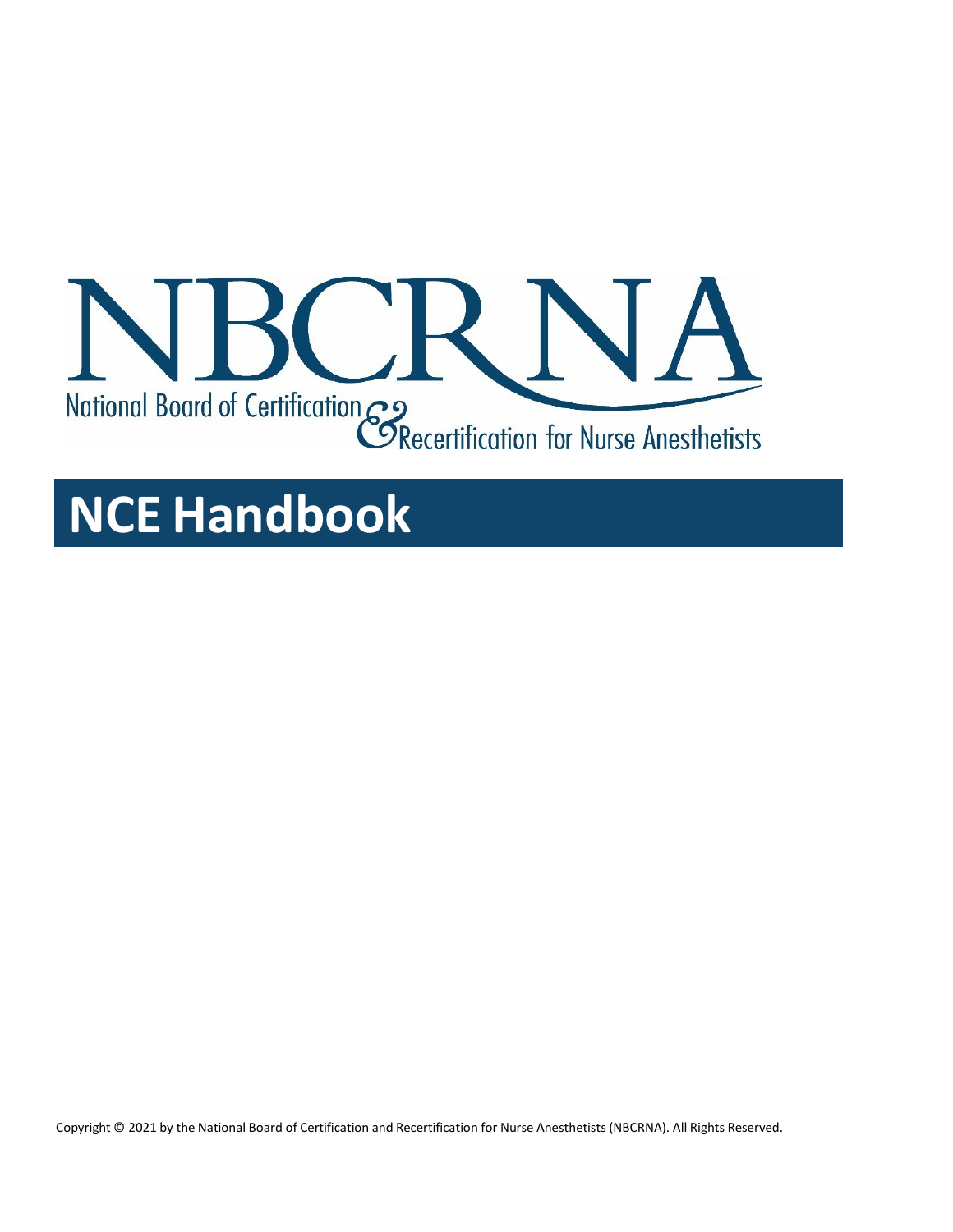NBCRNA

National Board of Certification & Recertification for Nurse Anesthetists

# NCE Handbook

Copyright © 2021 by the National Board of Certification and Recertification for Nurse Anesthetists (NBCRNA). All Rights Reserved.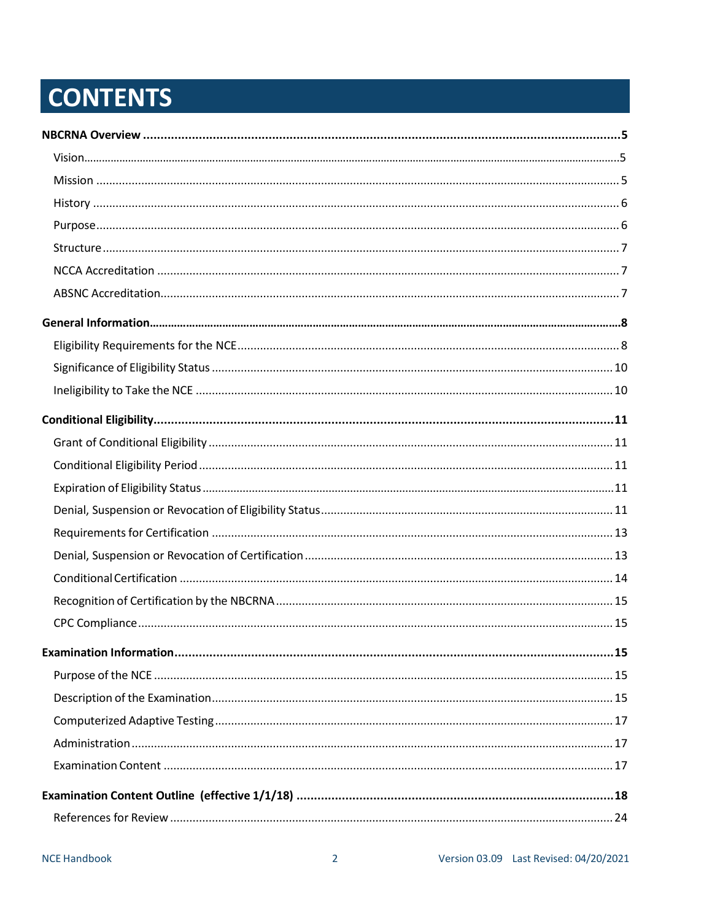# CONTENTS

**NBCRNA Overview** .......... **5**

- Vision .......... 5
- Mission .......... 5
- History .......... 6
- Purpose .......... 6
- Structure .......... 7
- NCCA Accreditation .......... 7
- ABSNC Accreditation .......... 7

**General Information** .......... **8**

- Eligibility Requirements for the NCE .......... 8
- Significance of Eligibility Status .......... 10
- Ineligibility to Take the NCE .......... 10

**Conditional Eligibility** .......... **11**

- Grant of Conditional Eligibility .......... 11
- Conditional Eligibility Period .......... 11
- Expiration of Eligibility Status .......... 11
- Denial, Suspension or Revocation of Eligibility Status .......... 11
- Requirements for Certification .......... 13
- Denial, Suspension or Revocation of Certification .......... 13
- Conditional Certification .......... 14
- Recognition of Certification by the NBCRNA .......... 15
- CPC Compliance .......... 15

**Examination Information** .......... **15**

- Purpose of the NCE .......... 15
- Description of the Examination .......... 15
- Computerized Adaptive Testing .......... 17
- Administration .......... 17
- Examination Content .......... 17

**Examination Content Outline (effective 1/1/18)** .......... **18**

- References for Review .......... 24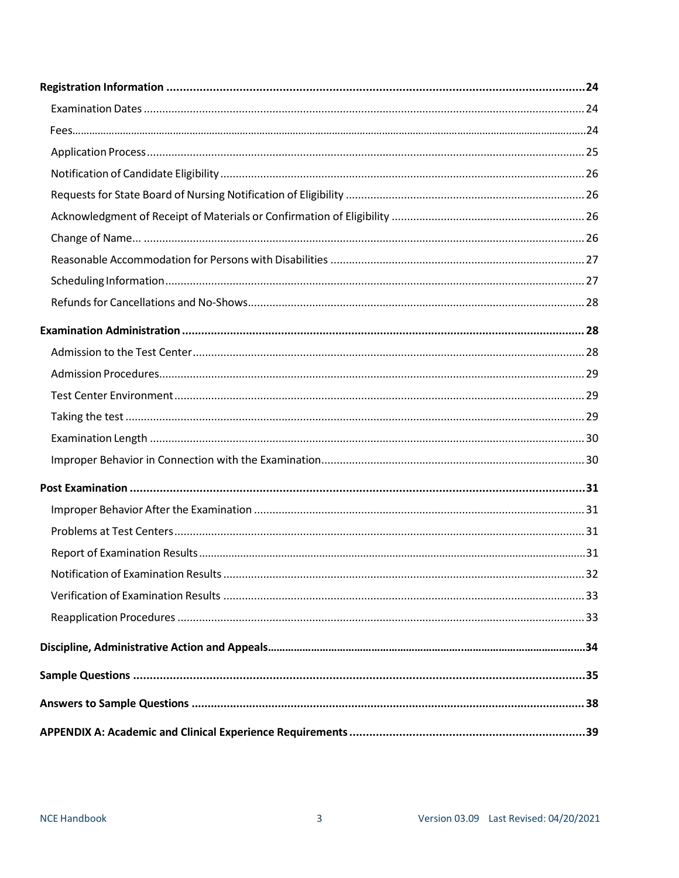**Registration Information** ..... **24**

- Examination Dates ..... 24
- Fees ..... 24
- Application Process ..... 25
- Notification of Candidate Eligibility ..... 26
- Requests for State Board of Nursing Notification of Eligibility ..... 26
- Acknowledgment of Receipt of Materials or Confirmation of Eligibility ..... 26
- Change of Name... ..... 26
- Reasonable Accommodation for Persons with Disabilities ..... 27
- Scheduling Information ..... 27
- Refunds for Cancellations and No-Shows ..... 28

**Examination Administration** ..... **28**

- Admission to the Test Center ..... 28
- Admission Procedures ..... 29
- Test Center Environment ..... 29
- Taking the test ..... 29
- Examination Length ..... 30
- Improper Behavior in Connection with the Examination ..... 30

**Post Examination** ..... **31**

- Improper Behavior After the Examination ..... 31
- Problems at Test Centers ..... 31
- Report of Examination Results ..... 31
- Notification of Examination Results ..... 32
- Verification of Examination Results ..... 33
- Reapplication Procedures ..... 33

**Discipline, Administrative Action and Appeals** ..... **34**

**Sample Questions** ..... **35**

**Answers to Sample Questions** ..... **38**

**APPENDIX A: Academic and Clinical Experience Requirements** ..... **39**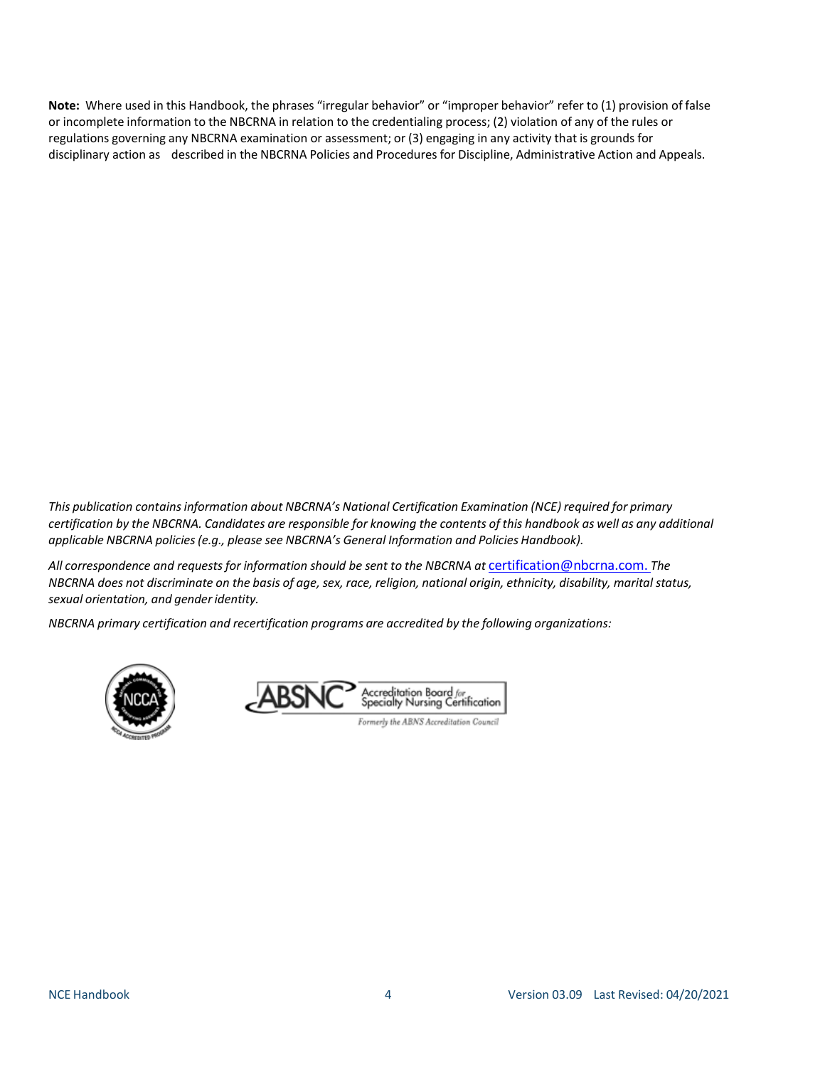**Note:** Where used in this Handbook, the phrases “irregular behavior” or “improper behavior” refer to (1) provision of false or incomplete information to the NBCRNA in relation to the credentialing process; (2) violation of any of the rules or regulations governing any NBCRNA examination or assessment; or (3) engaging in any activity that is grounds for disciplinary action as described in the NBCRNA Policies and Procedures for Discipline, Administrative Action and Appeals.

*This publication contains information about NBCRNA’s National Certification Examination (NCE) required for primary certification by the NBCRNA. Candidates are responsible for knowing the contents of this handbook as well as any additional applicable NBCRNA policies (e.g., please see NBCRNA’s General Information and Policies Handbook).*

*All correspondence and requests for information should be sent to the NBCRNA at* certification@nbcrna.com. *The NBCRNA does not discriminate on the basis of age, sex, race, religion, national origin, ethnicity, disability, marital status, sexual orientation, and gender identity.*

*NBCRNA primary certification and recertification programs are accredited by the following organizations:*

NCCA

ABSNC Accreditation Board for Specialty Nursing Certification

Formerly the ABNS Accreditation Council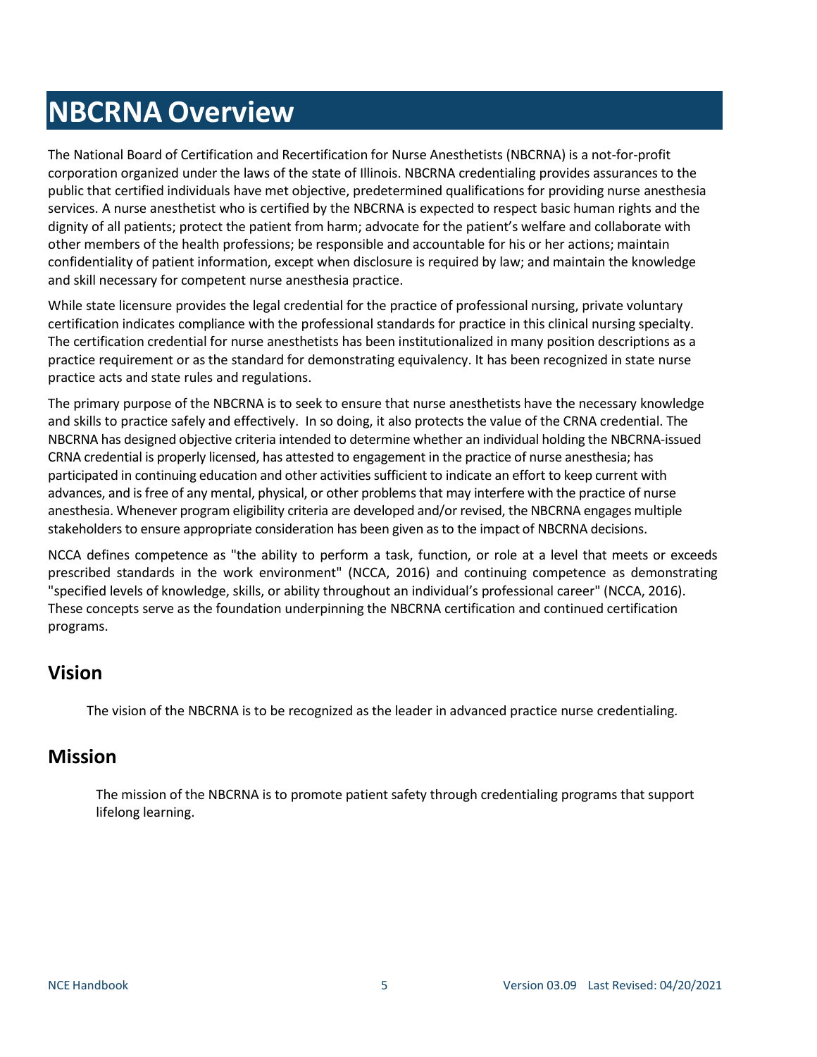# NBCRNA Overview

The National Board of Certification and Recertification for Nurse Anesthetists (NBCRNA) is a not-for-profit corporation organized under the laws of the state of Illinois. NBCRNA credentialing provides assurances to the public that certified individuals have met objective, predetermined qualifications for providing nurse anesthesia services. A nurse anesthetist who is certified by the NBCRNA is expected to respect basic human rights and the dignity of all patients; protect the patient from harm; advocate for the patient's welfare and collaborate with other members of the health professions; be responsible and accountable for his or her actions; maintain confidentiality of patient information, except when disclosure is required by law; and maintain the knowledge and skill necessary for competent nurse anesthesia practice.

While state licensure provides the legal credential for the practice of professional nursing, private voluntary certification indicates compliance with the professional standards for practice in this clinical nursing specialty. The certification credential for nurse anesthetists has been institutionalized in many position descriptions as a practice requirement or as the standard for demonstrating equivalency. It has been recognized in state nurse practice acts and state rules and regulations.

The primary purpose of the NBCRNA is to seek to ensure that nurse anesthetists have the necessary knowledge and skills to practice safely and effectively. In so doing, it also protects the value of the CRNA credential. The NBCRNA has designed objective criteria intended to determine whether an individual holding the NBCRNA-issued CRNA credential is properly licensed, has attested to engagement in the practice of nurse anesthesia; has participated in continuing education and other activities sufficient to indicate an effort to keep current with advances, and is free of any mental, physical, or other problems that may interfere with the practice of nurse anesthesia. Whenever program eligibility criteria are developed and/or revised, the NBCRNA engages multiple stakeholders to ensure appropriate consideration has been given as to the impact of NBCRNA decisions.

NCCA defines competence as "the ability to perform a task, function, or role at a level that meets or exceeds prescribed standards in the work environment" (NCCA, 2016) and continuing competence as demonstrating "specified levels of knowledge, skills, or ability throughout an individual's professional career" (NCCA, 2016). These concepts serve as the foundation underpinning the NBCRNA certification and continued certification programs.

## Vision

The vision of the NBCRNA is to be recognized as the leader in advanced practice nurse credentialing.

## Mission

The mission of the NBCRNA is to promote patient safety through credentialing programs that support lifelong learning.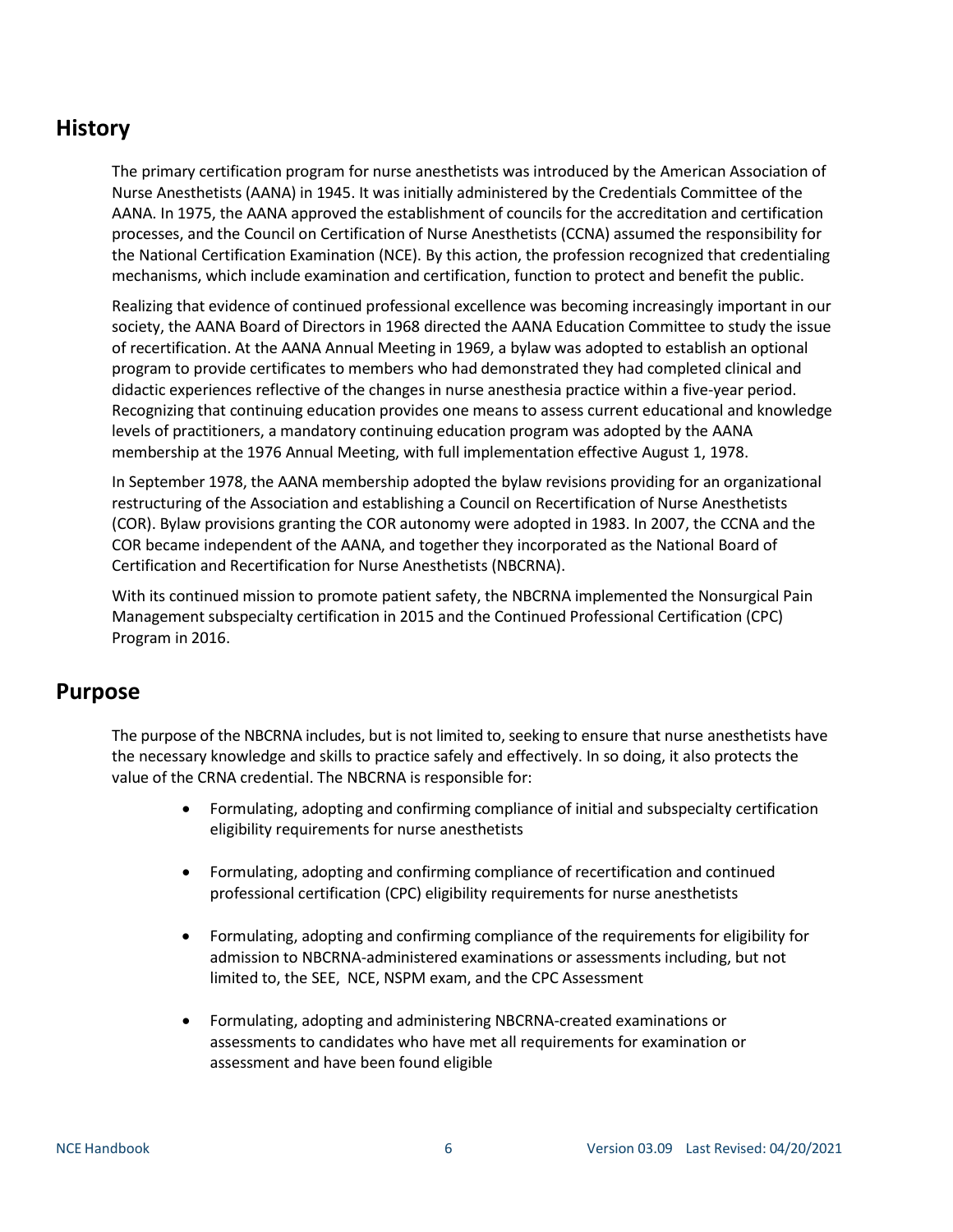## History

The primary certification program for nurse anesthetists was introduced by the American Association of Nurse Anesthetists (AANA) in 1945. It was initially administered by the Credentials Committee of the AANA. In 1975, the AANA approved the establishment of councils for the accreditation and certification processes, and the Council on Certification of Nurse Anesthetists (CCNA) assumed the responsibility for the National Certification Examination (NCE). By this action, the profession recognized that credentialing mechanisms, which include examination and certification, function to protect and benefit the public.

Realizing that evidence of continued professional excellence was becoming increasingly important in our society, the AANA Board of Directors in 1968 directed the AANA Education Committee to study the issue of recertification. At the AANA Annual Meeting in 1969, a bylaw was adopted to establish an optional program to provide certificates to members who had demonstrated they had completed clinical and didactic experiences reflective of the changes in nurse anesthesia practice within a five-year period. Recognizing that continuing education provides one means to assess current educational and knowledge levels of practitioners, a mandatory continuing education program was adopted by the AANA membership at the 1976 Annual Meeting, with full implementation effective August 1, 1978.

In September 1978, the AANA membership adopted the bylaw revisions providing for an organizational restructuring of the Association and establishing a Council on Recertification of Nurse Anesthetists (COR). Bylaw provisions granting the COR autonomy were adopted in 1983. In 2007, the CCNA and the COR became independent of the AANA, and together they incorporated as the National Board of Certification and Recertification for Nurse Anesthetists (NBCRNA).

With its continued mission to promote patient safety, the NBCRNA implemented the Nonsurgical Pain Management subspecialty certification in 2015 and the Continued Professional Certification (CPC) Program in 2016.

## Purpose

The purpose of the NBCRNA includes, but is not limited to, seeking to ensure that nurse anesthetists have the necessary knowledge and skills to practice safely and effectively. In so doing, it also protects the value of the CRNA credential. The NBCRNA is responsible for:

- Formulating, adopting and confirming compliance of initial and subspecialty certification eligibility requirements for nurse anesthetists
- Formulating, adopting and confirming compliance of recertification and continued professional certification (CPC) eligibility requirements for nurse anesthetists
- Formulating, adopting and confirming compliance of the requirements for eligibility for admission to NBCRNA-administered examinations or assessments including, but not limited to, the SEE, NCE, NSPM exam, and the CPC Assessment
- Formulating, adopting and administering NBCRNA-created examinations or assessments to candidates who have met all requirements for examination or assessment and have been found eligible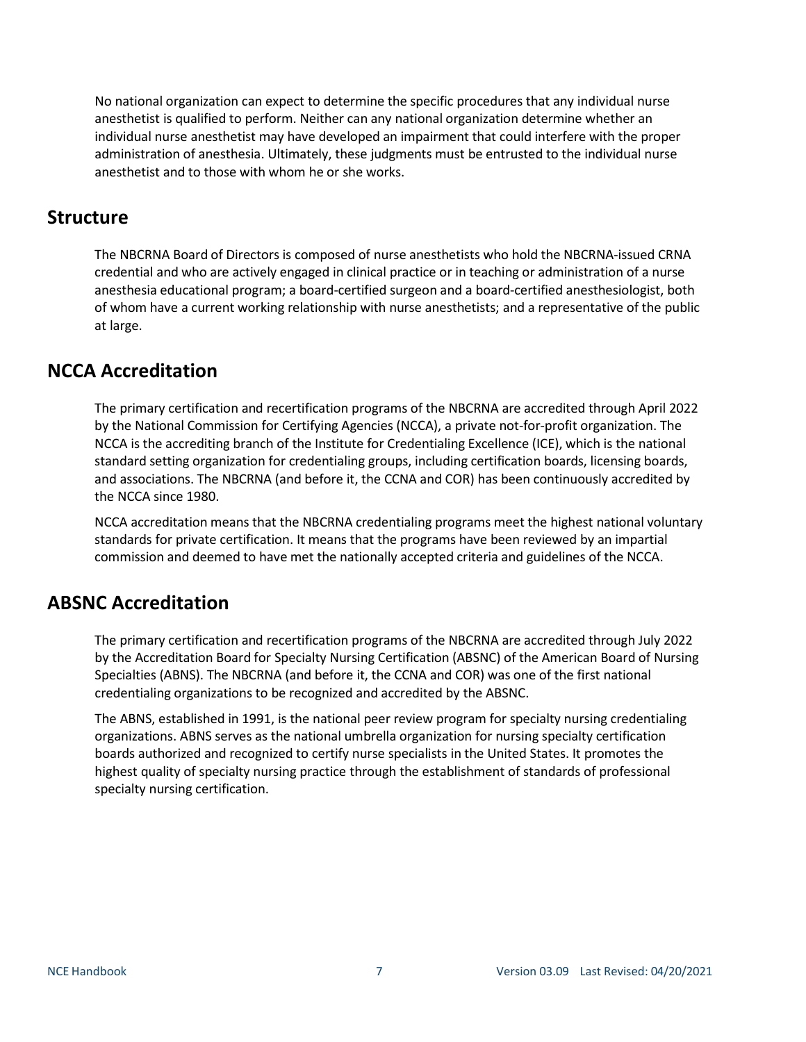No national organization can expect to determine the specific procedures that any individual nurse anesthetist is qualified to perform. Neither can any national organization determine whether an individual nurse anesthetist may have developed an impairment that could interfere with the proper administration of anesthesia. Ultimately, these judgments must be entrusted to the individual nurse anesthetist and to those with whom he or she works.

## Structure

The NBCRNA Board of Directors is composed of nurse anesthetists who hold the NBCRNA-issued CRNA credential and who are actively engaged in clinical practice or in teaching or administration of a nurse anesthesia educational program; a board-certified surgeon and a board-certified anesthesiologist, both of whom have a current working relationship with nurse anesthetists; and a representative of the public at large.

## NCCA Accreditation

The primary certification and recertification programs of the NBCRNA are accredited through April 2022 by the National Commission for Certifying Agencies (NCCA), a private not-for-profit organization. The NCCA is the accrediting branch of the Institute for Credentialing Excellence (ICE), which is the national standard setting organization for credentialing groups, including certification boards, licensing boards, and associations. The NBCRNA (and before it, the CCNA and COR) has been continuously accredited by the NCCA since 1980.

NCCA accreditation means that the NBCRNA credentialing programs meet the highest national voluntary standards for private certification. It means that the programs have been reviewed by an impartial commission and deemed to have met the nationally accepted criteria and guidelines of the NCCA.

## ABSNC Accreditation

The primary certification and recertification programs of the NBCRNA are accredited through July 2022 by the Accreditation Board for Specialty Nursing Certification (ABSNC) of the American Board of Nursing Specialties (ABNS). The NBCRNA (and before it, the CCNA and COR) was one of the first national credentialing organizations to be recognized and accredited by the ABSNC.

The ABNS, established in 1991, is the national peer review program for specialty nursing credentialing organizations. ABNS serves as the national umbrella organization for nursing specialty certification boards authorized and recognized to certify nurse specialists in the United States. It promotes the highest quality of specialty nursing practice through the establishment of standards of professional specialty nursing certification.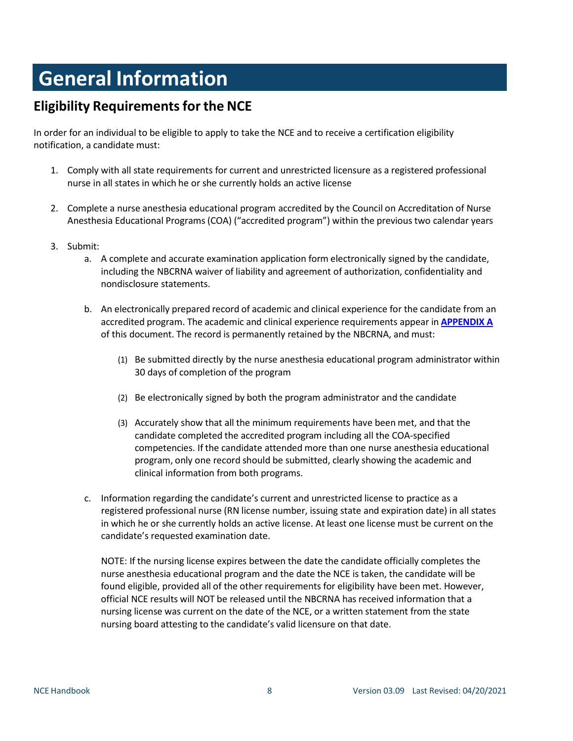# General Information

## Eligibility Requirements for the NCE

In order for an individual to be eligible to apply to take the NCE and to receive a certification eligibility notification, a candidate must:

1. Comply with all state requirements for current and unrestricted licensure as a registered professional nurse in all states in which he or she currently holds an active license

2. Complete a nurse anesthesia educational program accredited by the Council on Accreditation of Nurse Anesthesia Educational Programs (COA) ("accredited program") within the previous two calendar years

3. Submit:
   a. A complete and accurate examination application form electronically signed by the candidate, including the NBCRNA waiver of liability and agreement of authorization, confidentiality and nondisclosure statements.

   b. An electronically prepared record of academic and clinical experience for the candidate from an accredited program. The academic and clinical experience requirements appear in **APPENDIX A** of this document. The record is permanently retained by the NBCRNA, and must:

      (1) Be submitted directly by the nurse anesthesia educational program administrator within 30 days of completion of the program

      (2) Be electronically signed by both the program administrator and the candidate

      (3) Accurately show that all the minimum requirements have been met, and that the candidate completed the accredited program including all the COA-specified competencies. If the candidate attended more than one nurse anesthesia educational program, only one record should be submitted, clearly showing the academic and clinical information from both programs.

   c. Information regarding the candidate's current and unrestricted license to practice as a registered professional nurse (RN license number, issuing state and expiration date) in all states in which he or she currently holds an active license. At least one license must be current on the candidate's requested examination date.

      NOTE: If the nursing license expires between the date the candidate officially completes the nurse anesthesia educational program and the date the NCE is taken, the candidate will be found eligible, provided all of the other requirements for eligibility have been met. However, official NCE results will NOT be released until the NBCRNA has received information that a nursing license was current on the date of the NCE, or a written statement from the state nursing board attesting to the candidate's valid licensure on that date.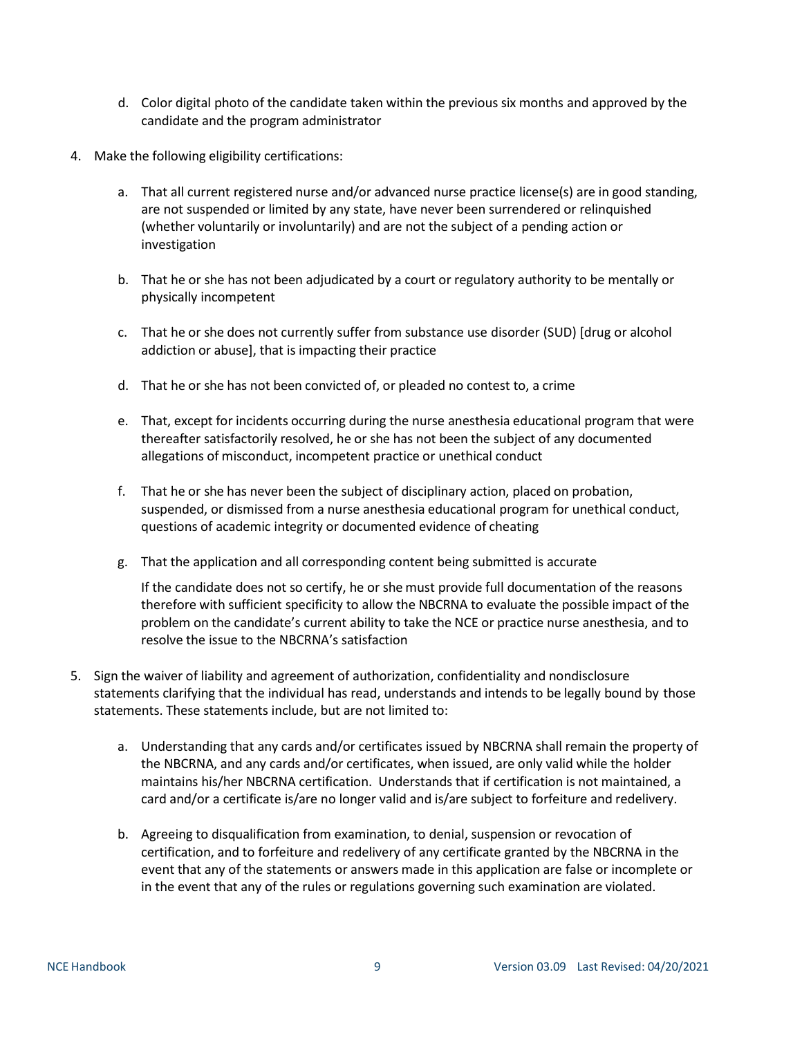d. Color digital photo of the candidate taken within the previous six months and approved by the candidate and the program administrator

4. Make the following eligibility certifications:

   a. That all current registered nurse and/or advanced nurse practice license(s) are in good standing, are not suspended or limited by any state, have never been surrendered or relinquished (whether voluntarily or involuntarily) and are not the subject of a pending action or investigation

   b. That he or she has not been adjudicated by a court or regulatory authority to be mentally or physically incompetent

   c. That he or she does not currently suffer from substance use disorder (SUD) [drug or alcohol addiction or abuse], that is impacting their practice

   d. That he or she has not been convicted of, or pleaded no contest to, a crime

   e. That, except for incidents occurring during the nurse anesthesia educational program that were thereafter satisfactorily resolved, he or she has not been the subject of any documented allegations of misconduct, incompetent practice or unethical conduct

   f. That he or she has never been the subject of disciplinary action, placed on probation, suspended, or dismissed from a nurse anesthesia educational program for unethical conduct, questions of academic integrity or documented evidence of cheating

   g. That the application and all corresponding content being submitted is accurate

   If the candidate does not so certify, he or she must provide full documentation of the reasons therefore with sufficient specificity to allow the NBCRNA to evaluate the possible impact of the problem on the candidate's current ability to take the NCE or practice nurse anesthesia, and to resolve the issue to the NBCRNA's satisfaction

5. Sign the waiver of liability and agreement of authorization, confidentiality and nondisclosure statements clarifying that the individual has read, understands and intends to be legally bound by those statements. These statements include, but are not limited to:

   a. Understanding that any cards and/or certificates issued by NBCRNA shall remain the property of the NBCRNA, and any cards and/or certificates, when issued, are only valid while the holder maintains his/her NBCRNA certification. Understands that if certification is not maintained, a card and/or a certificate is/are no longer valid and is/are subject to forfeiture and redelivery.

   b. Agreeing to disqualification from examination, to denial, suspension or revocation of certification, and to forfeiture and redelivery of any certificate granted by the NBCRNA in the event that any of the statements or answers made in this application are false or incomplete or in the event that any of the rules or regulations governing such examination are violated.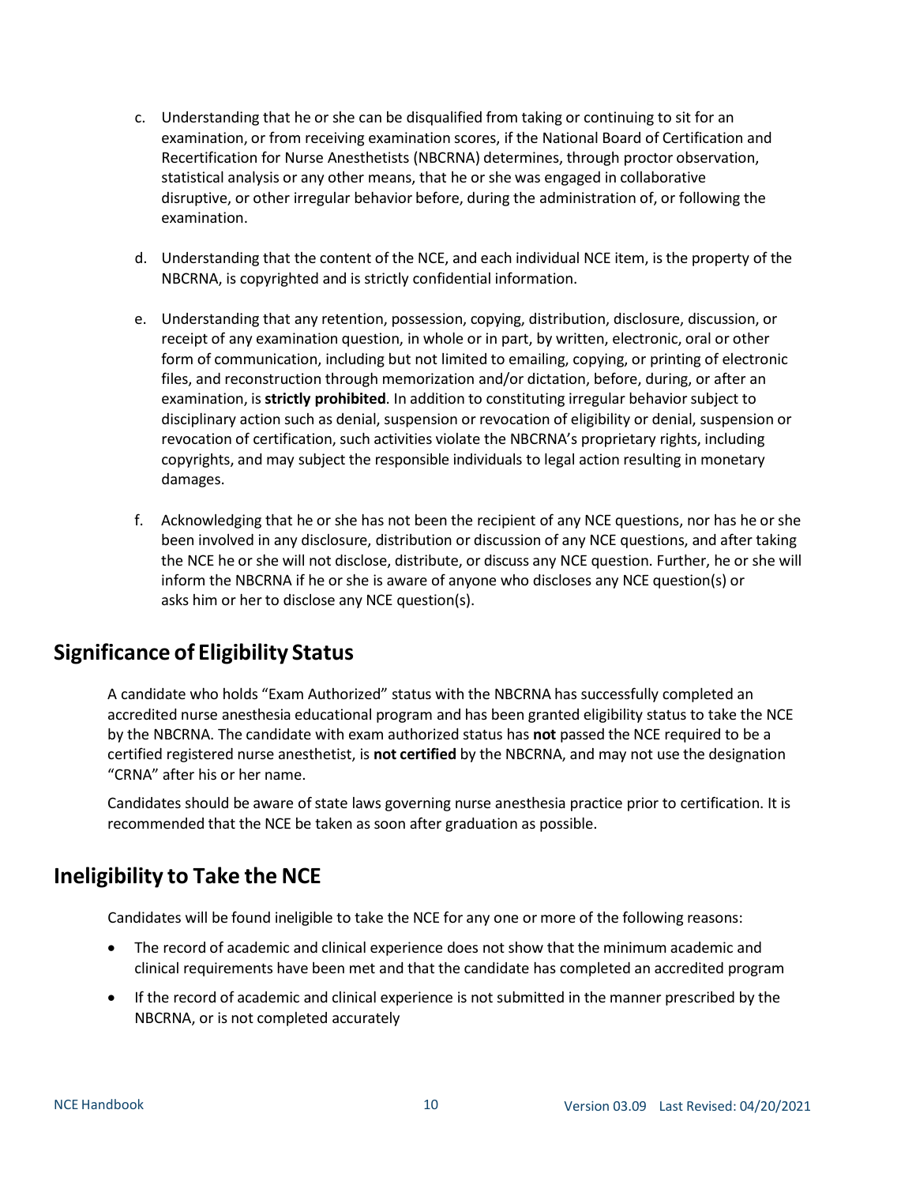c. Understanding that he or she can be disqualified from taking or continuing to sit for an examination, or from receiving examination scores, if the National Board of Certification and Recertification for Nurse Anesthetists (NBCRNA) determines, through proctor observation, statistical analysis or any other means, that he or she was engaged in collaborative disruptive, or other irregular behavior before, during the administration of, or following the examination.

d. Understanding that the content of the NCE, and each individual NCE item, is the property of the NBCRNA, is copyrighted and is strictly confidential information.

e. Understanding that any retention, possession, copying, distribution, disclosure, discussion, or receipt of any examination question, in whole or in part, by written, electronic, oral or other form of communication, including but not limited to emailing, copying, or printing of electronic files, and reconstruction through memorization and/or dictation, before, during, or after an examination, is **strictly prohibited**. In addition to constituting irregular behavior subject to disciplinary action such as denial, suspension or revocation of eligibility or denial, suspension or revocation of certification, such activities violate the NBCRNA's proprietary rights, including copyrights, and may subject the responsible individuals to legal action resulting in monetary damages.

f. Acknowledging that he or she has not been the recipient of any NCE questions, nor has he or she been involved in any disclosure, distribution or discussion of any NCE questions, and after taking the NCE he or she will not disclose, distribute, or discuss any NCE question. Further, he or she will inform the NBCRNA if he or she is aware of anyone who discloses any NCE question(s) or asks him or her to disclose any NCE question(s).

## Significance of Eligibility Status

A candidate who holds "Exam Authorized" status with the NBCRNA has successfully completed an accredited nurse anesthesia educational program and has been granted eligibility status to take the NCE by the NBCRNA. The candidate with exam authorized status has **not** passed the NCE required to be a certified registered nurse anesthetist, is **not certified** by the NBCRNA, and may not use the designation "CRNA" after his or her name.

Candidates should be aware of state laws governing nurse anesthesia practice prior to certification. It is recommended that the NCE be taken as soon after graduation as possible.

## Ineligibility to Take the NCE

Candidates will be found ineligible to take the NCE for any one or more of the following reasons:

- The record of academic and clinical experience does not show that the minimum academic and clinical requirements have been met and that the candidate has completed an accredited program
- If the record of academic and clinical experience is not submitted in the manner prescribed by the NBCRNA, or is not completed accurately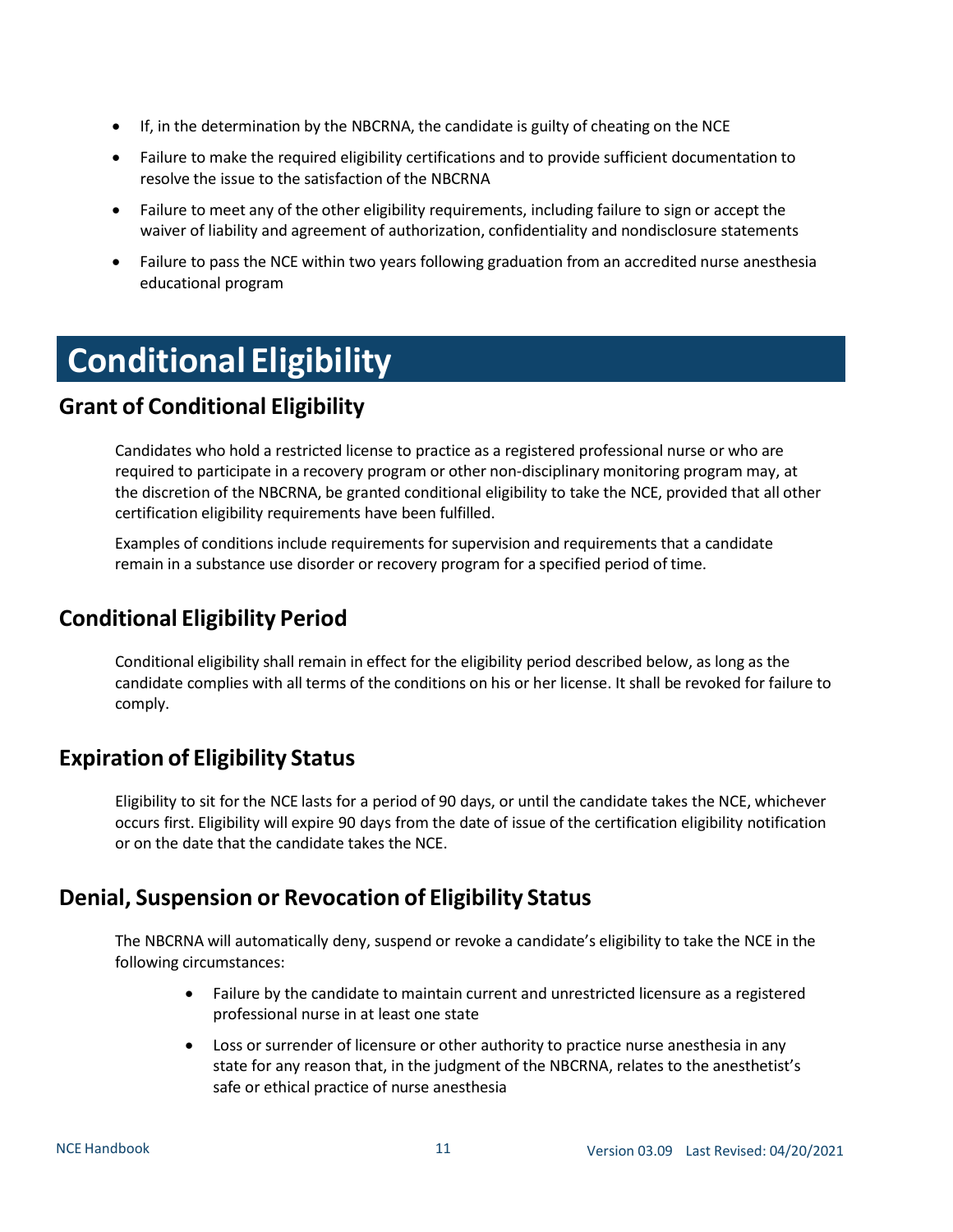- If, in the determination by the NBCRNA, the candidate is guilty of cheating on the NCE
- Failure to make the required eligibility certifications and to provide sufficient documentation to resolve the issue to the satisfaction of the NBCRNA
- Failure to meet any of the other eligibility requirements, including failure to sign or accept the waiver of liability and agreement of authorization, confidentiality and nondisclosure statements
- Failure to pass the NCE within two years following graduation from an accredited nurse anesthesia educational program

# Conditional Eligibility

## Grant of Conditional Eligibility

Candidates who hold a restricted license to practice as a registered professional nurse or who are required to participate in a recovery program or other non-disciplinary monitoring program may, at the discretion of the NBCRNA, be granted conditional eligibility to take the NCE, provided that all other certification eligibility requirements have been fulfilled.

Examples of conditions include requirements for supervision and requirements that a candidate remain in a substance use disorder or recovery program for a specified period of time.

## Conditional Eligibility Period

Conditional eligibility shall remain in effect for the eligibility period described below, as long as the candidate complies with all terms of the conditions on his or her license. It shall be revoked for failure to comply.

## Expiration of Eligibility Status

Eligibility to sit for the NCE lasts for a period of 90 days, or until the candidate takes the NCE, whichever occurs first. Eligibility will expire 90 days from the date of issue of the certification eligibility notification or on the date that the candidate takes the NCE.

## Denial, Suspension or Revocation of Eligibility Status

The NBCRNA will automatically deny, suspend or revoke a candidate's eligibility to take the NCE in the following circumstances:

- Failure by the candidate to maintain current and unrestricted licensure as a registered professional nurse in at least one state
- Loss or surrender of licensure or other authority to practice nurse anesthesia in any state for any reason that, in the judgment of the NBCRNA, relates to the anesthetist's safe or ethical practice of nurse anesthesia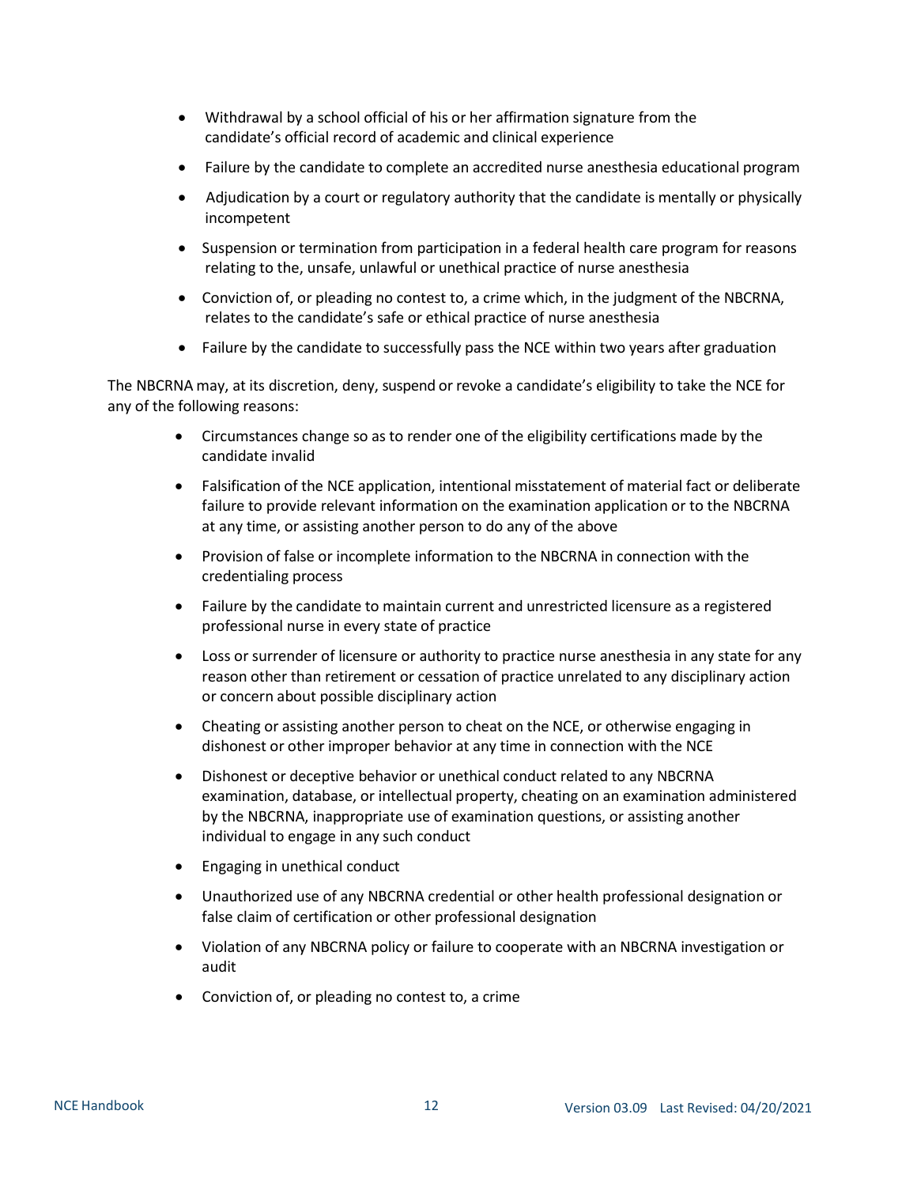- Withdrawal by a school official of his or her affirmation signature from the candidate's official record of academic and clinical experience
- Failure by the candidate to complete an accredited nurse anesthesia educational program
- Adjudication by a court or regulatory authority that the candidate is mentally or physically incompetent
- Suspension or termination from participation in a federal health care program for reasons relating to the, unsafe, unlawful or unethical practice of nurse anesthesia
- Conviction of, or pleading no contest to, a crime which, in the judgment of the NBCRNA, relates to the candidate's safe or ethical practice of nurse anesthesia
- Failure by the candidate to successfully pass the NCE within two years after graduation

The NBCRNA may, at its discretion, deny, suspend or revoke a candidate's eligibility to take the NCE for any of the following reasons:

- Circumstances change so as to render one of the eligibility certifications made by the candidate invalid
- Falsification of the NCE application, intentional misstatement of material fact or deliberate failure to provide relevant information on the examination application or to the NBCRNA at any time, or assisting another person to do any of the above
- Provision of false or incomplete information to the NBCRNA in connection with the credentialing process
- Failure by the candidate to maintain current and unrestricted licensure as a registered professional nurse in every state of practice
- Loss or surrender of licensure or authority to practice nurse anesthesia in any state for any reason other than retirement or cessation of practice unrelated to any disciplinary action or concern about possible disciplinary action
- Cheating or assisting another person to cheat on the NCE, or otherwise engaging in dishonest or other improper behavior at any time in connection with the NCE
- Dishonest or deceptive behavior or unethical conduct related to any NBCRNA examination, database, or intellectual property, cheating on an examination administered by the NBCRNA, inappropriate use of examination questions, or assisting another individual to engage in any such conduct
- Engaging in unethical conduct
- Unauthorized use of any NBCRNA credential or other health professional designation or false claim of certification or other professional designation
- Violation of any NBCRNA policy or failure to cooperate with an NBCRNA investigation or audit
- Conviction of, or pleading no contest to, a crime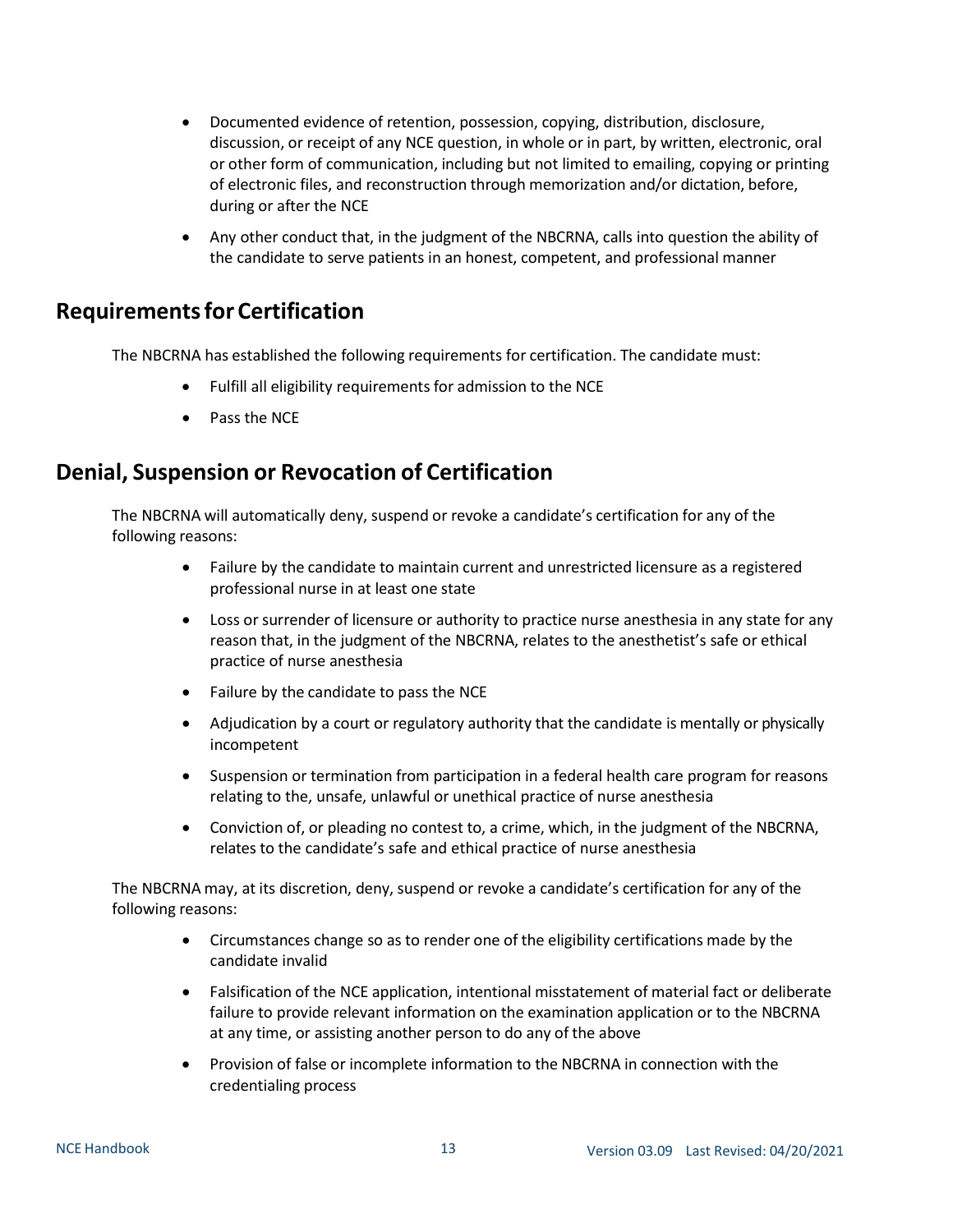- Documented evidence of retention, possession, copying, distribution, disclosure, discussion, or receipt of any NCE question, in whole or in part, by written, electronic, oral or other form of communication, including but not limited to emailing, copying or printing of electronic files, and reconstruction through memorization and/or dictation, before, during or after the NCE
- Any other conduct that, in the judgment of the NBCRNA, calls into question the ability of the candidate to serve patients in an honest, competent, and professional manner

## Requirements for Certification

The NBCRNA has established the following requirements for certification. The candidate must:

- Fulfill all eligibility requirements for admission to the NCE
- Pass the NCE

## Denial, Suspension or Revocation of Certification

The NBCRNA will automatically deny, suspend or revoke a candidate's certification for any of the following reasons:

- Failure by the candidate to maintain current and unrestricted licensure as a registered professional nurse in at least one state
- Loss or surrender of licensure or authority to practice nurse anesthesia in any state for any reason that, in the judgment of the NBCRNA, relates to the anesthetist's safe or ethical practice of nurse anesthesia
- Failure by the candidate to pass the NCE
- Adjudication by a court or regulatory authority that the candidate is mentally or physically incompetent
- Suspension or termination from participation in a federal health care program for reasons relating to the, unsafe, unlawful or unethical practice of nurse anesthesia
- Conviction of, or pleading no contest to, a crime, which, in the judgment of the NBCRNA, relates to the candidate's safe and ethical practice of nurse anesthesia

The NBCRNA may, at its discretion, deny, suspend or revoke a candidate's certification for any of the following reasons:

- Circumstances change so as to render one of the eligibility certifications made by the candidate invalid
- Falsification of the NCE application, intentional misstatement of material fact or deliberate failure to provide relevant information on the examination application or to the NBCRNA at any time, or assisting another person to do any of the above
- Provision of false or incomplete information to the NBCRNA in connection with the credentialing process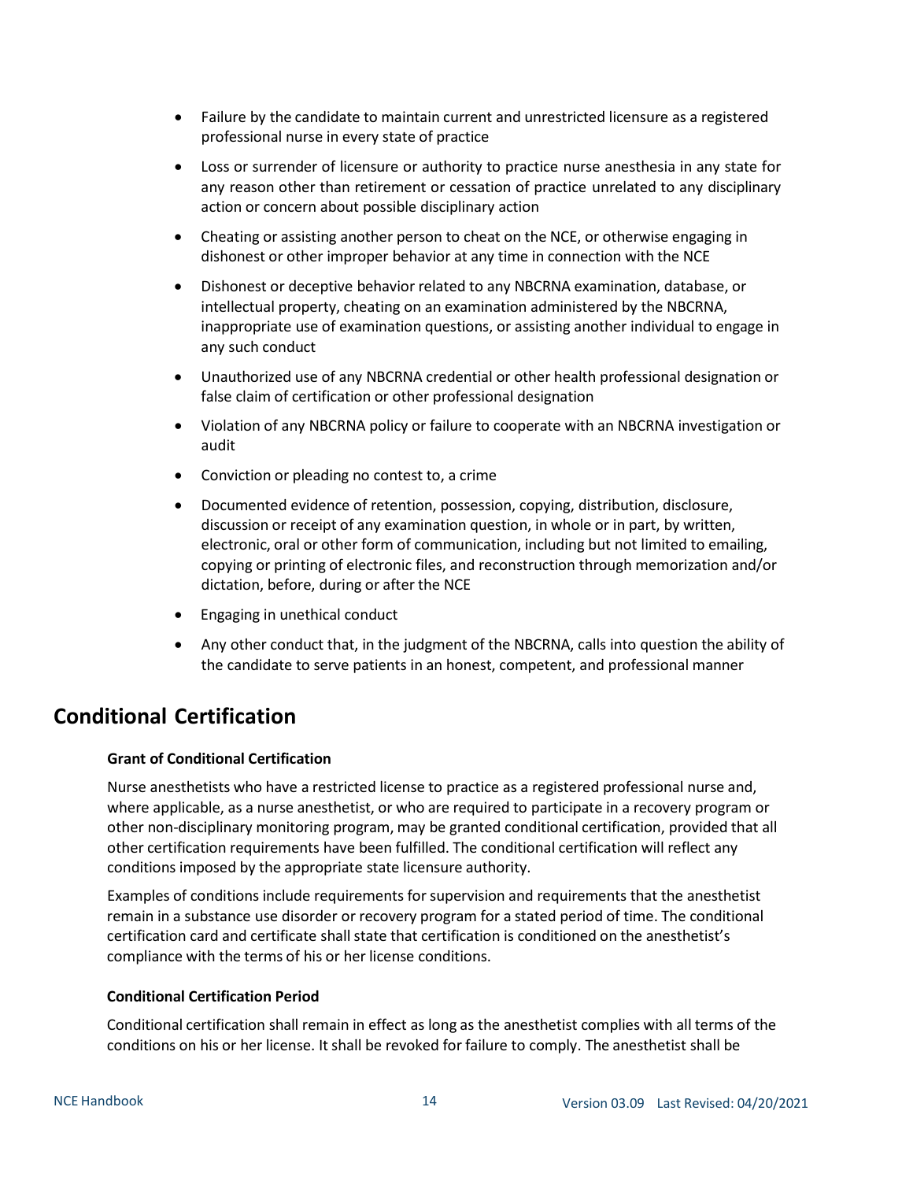- Failure by the candidate to maintain current and unrestricted licensure as a registered professional nurse in every state of practice
- Loss or surrender of licensure or authority to practice nurse anesthesia in any state for any reason other than retirement or cessation of practice unrelated to any disciplinary action or concern about possible disciplinary action
- Cheating or assisting another person to cheat on the NCE, or otherwise engaging in dishonest or other improper behavior at any time in connection with the NCE
- Dishonest or deceptive behavior related to any NBCRNA examination, database, or intellectual property, cheating on an examination administered by the NBCRNA, inappropriate use of examination questions, or assisting another individual to engage in any such conduct
- Unauthorized use of any NBCRNA credential or other health professional designation or false claim of certification or other professional designation
- Violation of any NBCRNA policy or failure to cooperate with an NBCRNA investigation or audit
- Conviction or pleading no contest to, a crime
- Documented evidence of retention, possession, copying, distribution, disclosure, discussion or receipt of any examination question, in whole or in part, by written, electronic, oral or other form of communication, including but not limited to emailing, copying or printing of electronic files, and reconstruction through memorization and/or dictation, before, during or after the NCE
- Engaging in unethical conduct
- Any other conduct that, in the judgment of the NBCRNA, calls into question the ability of the candidate to serve patients in an honest, competent, and professional manner

## Conditional Certification

**Grant of Conditional Certification**

Nurse anesthetists who have a restricted license to practice as a registered professional nurse and, where applicable, as a nurse anesthetist, or who are required to participate in a recovery program or other non-disciplinary monitoring program, may be granted conditional certification, provided that all other certification requirements have been fulfilled. The conditional certification will reflect any conditions imposed by the appropriate state licensure authority.

Examples of conditions include requirements for supervision and requirements that the anesthetist remain in a substance use disorder or recovery program for a stated period of time. The conditional certification card and certificate shall state that certification is conditioned on the anesthetist's compliance with the terms of his or her license conditions.

**Conditional Certification Period**

Conditional certification shall remain in effect as long as the anesthetist complies with all terms of the conditions on his or her license. It shall be revoked for failure to comply. The anesthetist shall be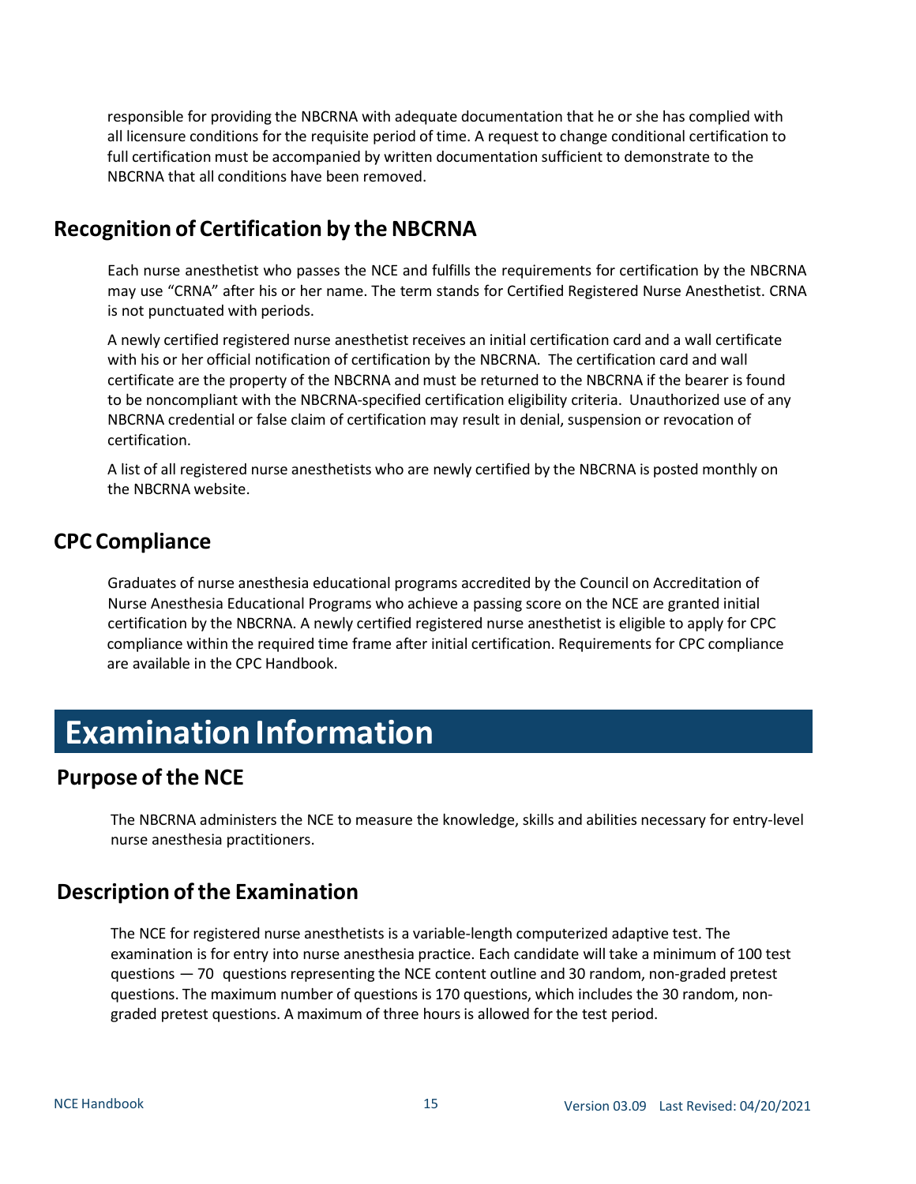responsible for providing the NBCRNA with adequate documentation that he or she has complied with all licensure conditions for the requisite period of time. A request to change conditional certification to full certification must be accompanied by written documentation sufficient to demonstrate to the NBCRNA that all conditions have been removed.

## Recognition of Certification by the NBCRNA

Each nurse anesthetist who passes the NCE and fulfills the requirements for certification by the NBCRNA may use "CRNA" after his or her name. The term stands for Certified Registered Nurse Anesthetist. CRNA is not punctuated with periods.

A newly certified registered nurse anesthetist receives an initial certification card and a wall certificate with his or her official notification of certification by the NBCRNA. The certification card and wall certificate are the property of the NBCRNA and must be returned to the NBCRNA if the bearer is found to be noncompliant with the NBCRNA-specified certification eligibility criteria. Unauthorized use of any NBCRNA credential or false claim of certification may result in denial, suspension or revocation of certification.

A list of all registered nurse anesthetists who are newly certified by the NBCRNA is posted monthly on the NBCRNA website.

## CPC Compliance

Graduates of nurse anesthesia educational programs accredited by the Council on Accreditation of Nurse Anesthesia Educational Programs who achieve a passing score on the NCE are granted initial certification by the NBCRNA. A newly certified registered nurse anesthetist is eligible to apply for CPC compliance within the required time frame after initial certification. Requirements for CPC compliance are available in the CPC Handbook.

# Examination Information

## Purpose of the NCE

The NBCRNA administers the NCE to measure the knowledge, skills and abilities necessary for entry-level nurse anesthesia practitioners.

## Description of the Examination

The NCE for registered nurse anesthetists is a variable-length computerized adaptive test. The examination is for entry into nurse anesthesia practice. Each candidate will take a minimum of 100 test questions — 70 questions representing the NCE content outline and 30 random, non-graded pretest questions. The maximum number of questions is 170 questions, which includes the 30 random, non-graded pretest questions. A maximum of three hours is allowed for the test period.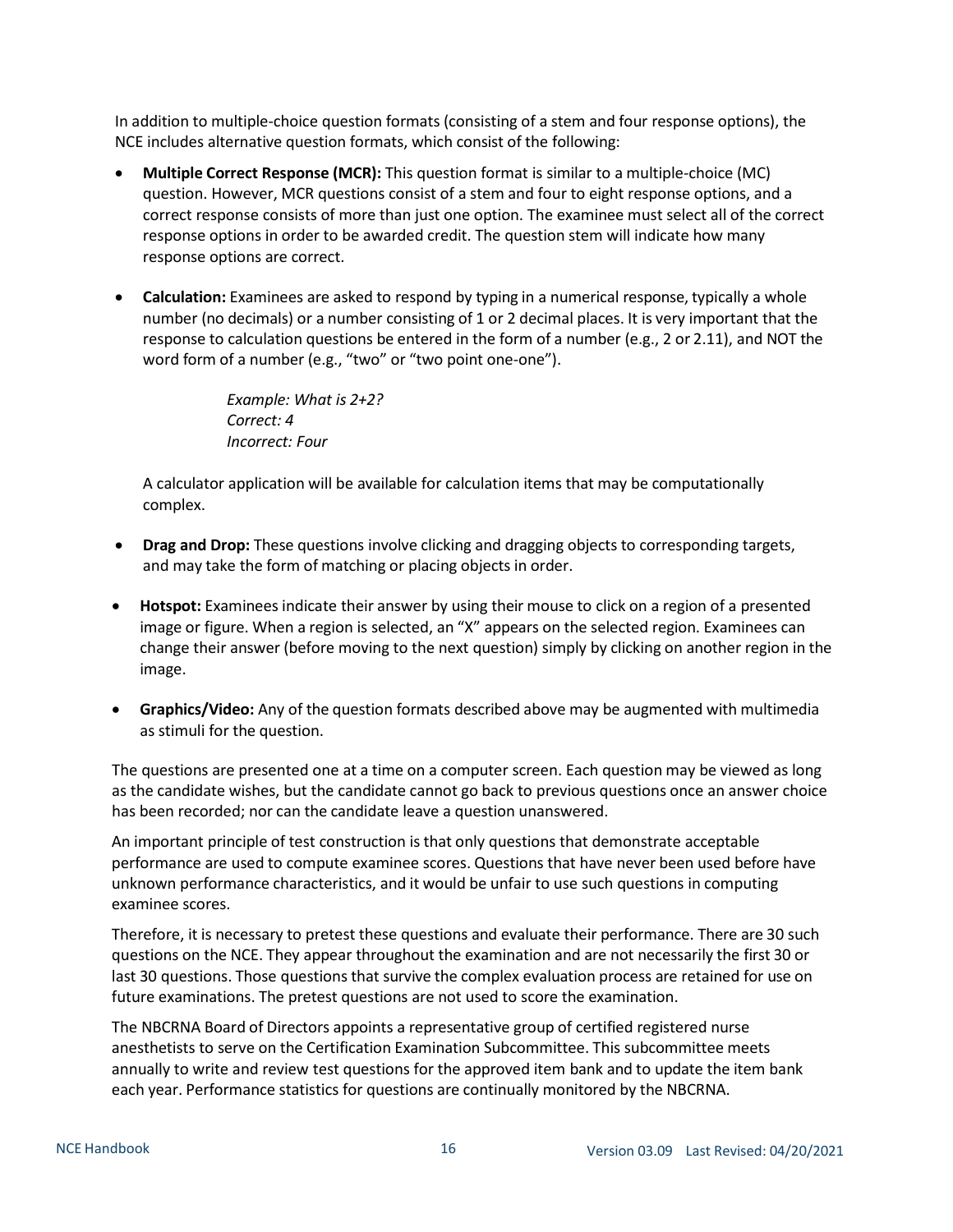In addition to multiple-choice question formats (consisting of a stem and four response options), the NCE includes alternative question formats, which consist of the following:

- **Multiple Correct Response (MCR):** This question format is similar to a multiple-choice (MC) question. However, MCR questions consist of a stem and four to eight response options, and a correct response consists of more than just one option. The examinee must select all of the correct response options in order to be awarded credit. The question stem will indicate how many response options are correct.

- **Calculation:** Examinees are asked to respond by typing in a numerical response, typically a whole number (no decimals) or a number consisting of 1 or 2 decimal places. It is very important that the response to calculation questions be entered in the form of a number (e.g., 2 or 2.11), and NOT the word form of a number (e.g., "two" or "two point one-one").

  *Example: What is 2+2?*
  *Correct: 4*
  *Incorrect: Four*

  A calculator application will be available for calculation items that may be computationally complex.

- **Drag and Drop:** These questions involve clicking and dragging objects to corresponding targets, and may take the form of matching or placing objects in order.

- **Hotspot:** Examinees indicate their answer by using their mouse to click on a region of a presented image or figure. When a region is selected, an "X" appears on the selected region. Examinees can change their answer (before moving to the next question) simply by clicking on another region in the image.

- **Graphics/Video:** Any of the question formats described above may be augmented with multimedia as stimuli for the question.

The questions are presented one at a time on a computer screen. Each question may be viewed as long as the candidate wishes, but the candidate cannot go back to previous questions once an answer choice has been recorded; nor can the candidate leave a question unanswered.

An important principle of test construction is that only questions that demonstrate acceptable performance are used to compute examinee scores. Questions that have never been used before have unknown performance characteristics, and it would be unfair to use such questions in computing examinee scores.

Therefore, it is necessary to pretest these questions and evaluate their performance. There are 30 such questions on the NCE. They appear throughout the examination and are not necessarily the first 30 or last 30 questions. Those questions that survive the complex evaluation process are retained for use on future examinations. The pretest questions are not used to score the examination.

The NBCRNA Board of Directors appoints a representative group of certified registered nurse anesthetists to serve on the Certification Examination Subcommittee. This subcommittee meets annually to write and review test questions for the approved item bank and to update the item bank each year. Performance statistics for questions are continually monitored by the NBCRNA.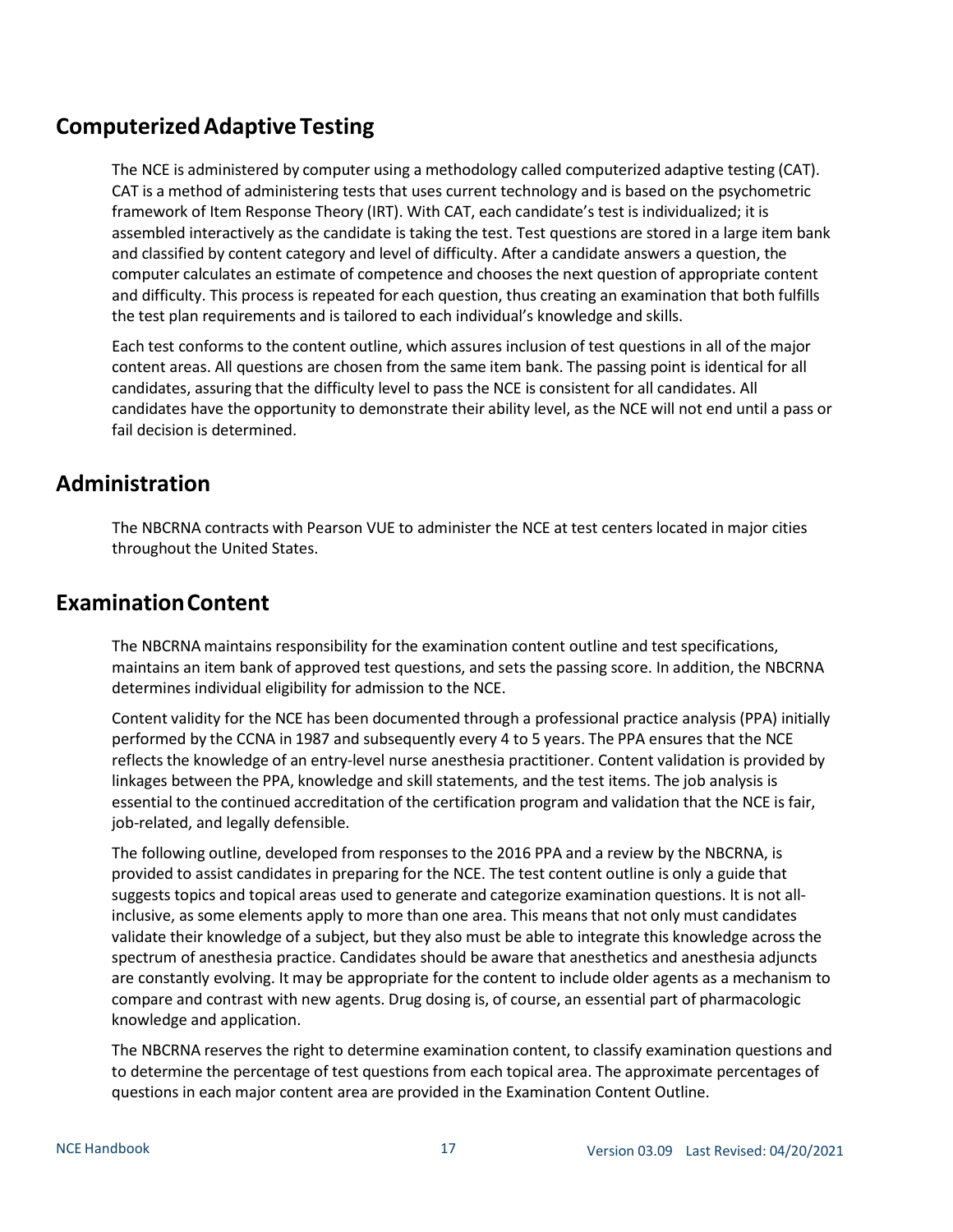## Computerized Adaptive Testing

The NCE is administered by computer using a methodology called computerized adaptive testing (CAT). CAT is a method of administering tests that uses current technology and is based on the psychometric framework of Item Response Theory (IRT). With CAT, each candidate's test is individualized; it is assembled interactively as the candidate is taking the test. Test questions are stored in a large item bank and classified by content category and level of difficulty. After a candidate answers a question, the computer calculates an estimate of competence and chooses the next question of appropriate content and difficulty. This process is repeated for each question, thus creating an examination that both fulfills the test plan requirements and is tailored to each individual's knowledge and skills.

Each test conforms to the content outline, which assures inclusion of test questions in all of the major content areas. All questions are chosen from the same item bank. The passing point is identical for all candidates, assuring that the difficulty level to pass the NCE is consistent for all candidates. All candidates have the opportunity to demonstrate their ability level, as the NCE will not end until a pass or fail decision is determined.

## Administration

The NBCRNA contracts with Pearson VUE to administer the NCE at test centers located in major cities throughout the United States.

## Examination Content

The NBCRNA maintains responsibility for the examination content outline and test specifications, maintains an item bank of approved test questions, and sets the passing score. In addition, the NBCRNA determines individual eligibility for admission to the NCE.

Content validity for the NCE has been documented through a professional practice analysis (PPA) initially performed by the CCNA in 1987 and subsequently every 4 to 5 years. The PPA ensures that the NCE reflects the knowledge of an entry-level nurse anesthesia practitioner. Content validation is provided by linkages between the PPA, knowledge and skill statements, and the test items. The job analysis is essential to the continued accreditation of the certification program and validation that the NCE is fair, job-related, and legally defensible.

The following outline, developed from responses to the 2016 PPA and a review by the NBCRNA, is provided to assist candidates in preparing for the NCE. The test content outline is only a guide that suggests topics and topical areas used to generate and categorize examination questions. It is not all-inclusive, as some elements apply to more than one area. This means that not only must candidates validate their knowledge of a subject, but they also must be able to integrate this knowledge across the spectrum of anesthesia practice. Candidates should be aware that anesthetics and anesthesia adjuncts are constantly evolving. It may be appropriate for the content to include older agents as a mechanism to compare and contrast with new agents. Drug dosing is, of course, an essential part of pharmacologic knowledge and application.

The NBCRNA reserves the right to determine examination content, to classify examination questions and to determine the percentage of test questions from each topical area. The approximate percentages of questions in each major content area are provided in the Examination Content Outline.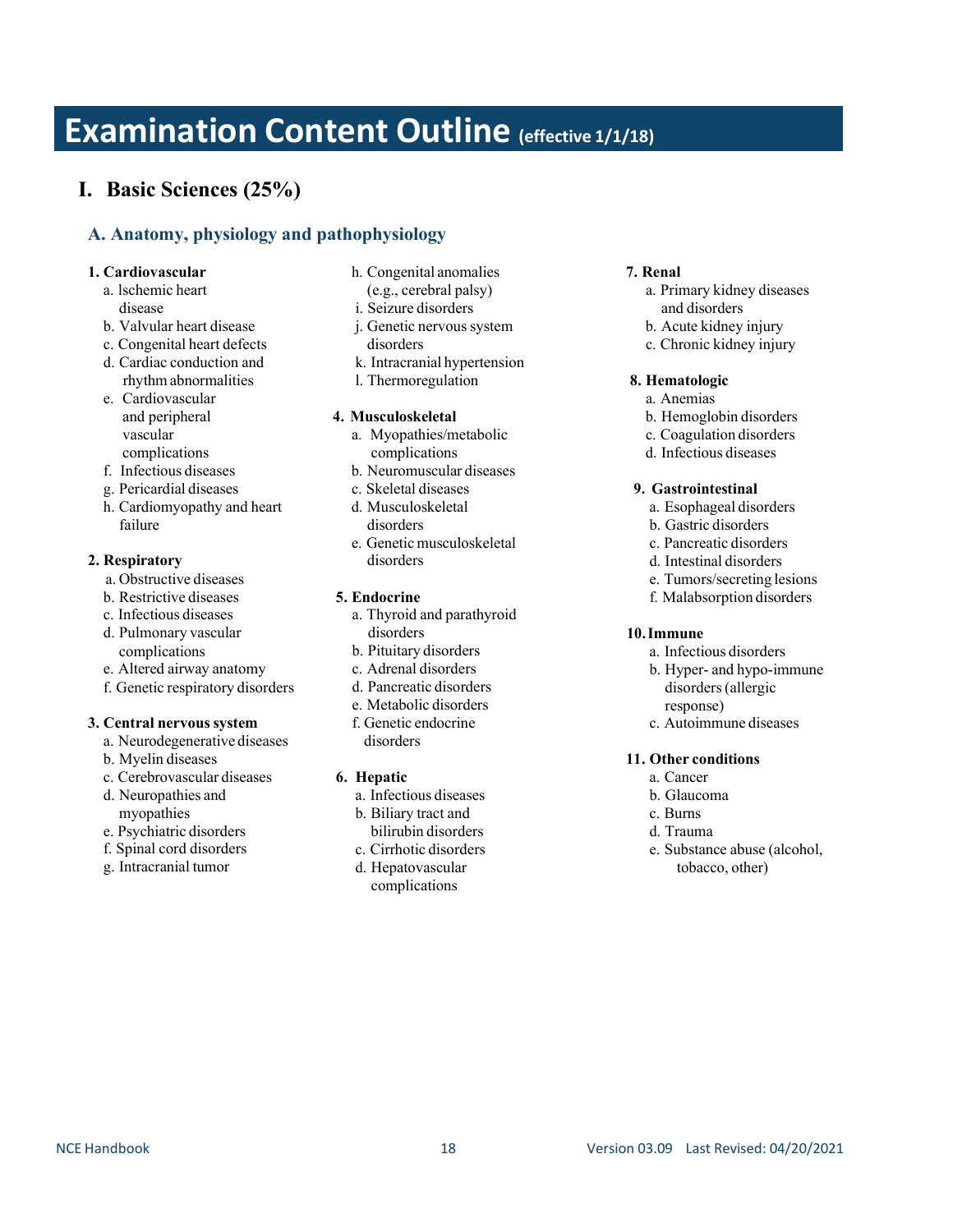# Examination Content Outline (effective 1/1/18)

## I. Basic Sciences (25%)

### A. Anatomy, physiology and pathophysiology

**1. Cardiovascular**

- a. Ischemic heart disease
- b. Valvular heart disease
- c. Congenital heart defects
- d. Cardiac conduction and rhythm abnormalities
- e. Cardiovascular and peripheral vascular complications
- f. Infectious diseases
- g. Pericardial diseases
- h. Cardiomyopathy and heart failure

**2. Respiratory**

- a. Obstructive diseases
- b. Restrictive diseases
- c. Infectious diseases
- d. Pulmonary vascular complications
- e. Altered airway anatomy
- f. Genetic respiratory disorders

**3. Central nervous system**

- a. Neurodegenerative diseases
- b. Myelin diseases
- c. Cerebrovascular diseases
- d. Neuropathies and myopathies
- e. Psychiatric disorders
- f. Spinal cord disorders
- g. Intracranial tumor
- h. Congenital anomalies (e.g., cerebral palsy)
- i. Seizure disorders
- j. Genetic nervous system disorders
- k. Intracranial hypertension
- l. Thermoregulation

**4. Musculoskeletal**

- a. Myopathies/metabolic complications
- b. Neuromuscular diseases
- c. Skeletal diseases
- d. Musculoskeletal disorders
- e. Genetic musculoskeletal disorders

**5. Endocrine**

- a. Thyroid and parathyroid disorders
- b. Pituitary disorders
- c. Adrenal disorders
- d. Pancreatic disorders
- e. Metabolic disorders
- f. Genetic endocrine disorders

**6. Hepatic**

- a. Infectious diseases
- b. Biliary tract and bilirubin disorders
- c. Cirrhotic disorders
- d. Hepatovascular complications

**7. Renal**

- a. Primary kidney diseases and disorders
- b. Acute kidney injury
- c. Chronic kidney injury

**8. Hematologic**

- a. Anemias
- b. Hemoglobin disorders
- c. Coagulation disorders
- d. Infectious diseases

**9. Gastrointestinal**

- a. Esophageal disorders
- b. Gastric disorders
- c. Pancreatic disorders
- d. Intestinal disorders
- e. Tumors/secreting lesions
- f. Malabsorption disorders

**10. Immune**

- a. Infectious disorders
- b. Hyper- and hypo-immune disorders (allergic response)
- c. Autoimmune diseases

**11. Other conditions**

- a. Cancer
- b. Glaucoma
- c. Burns
- d. Trauma
- e. Substance abuse (alcohol, tobacco, other)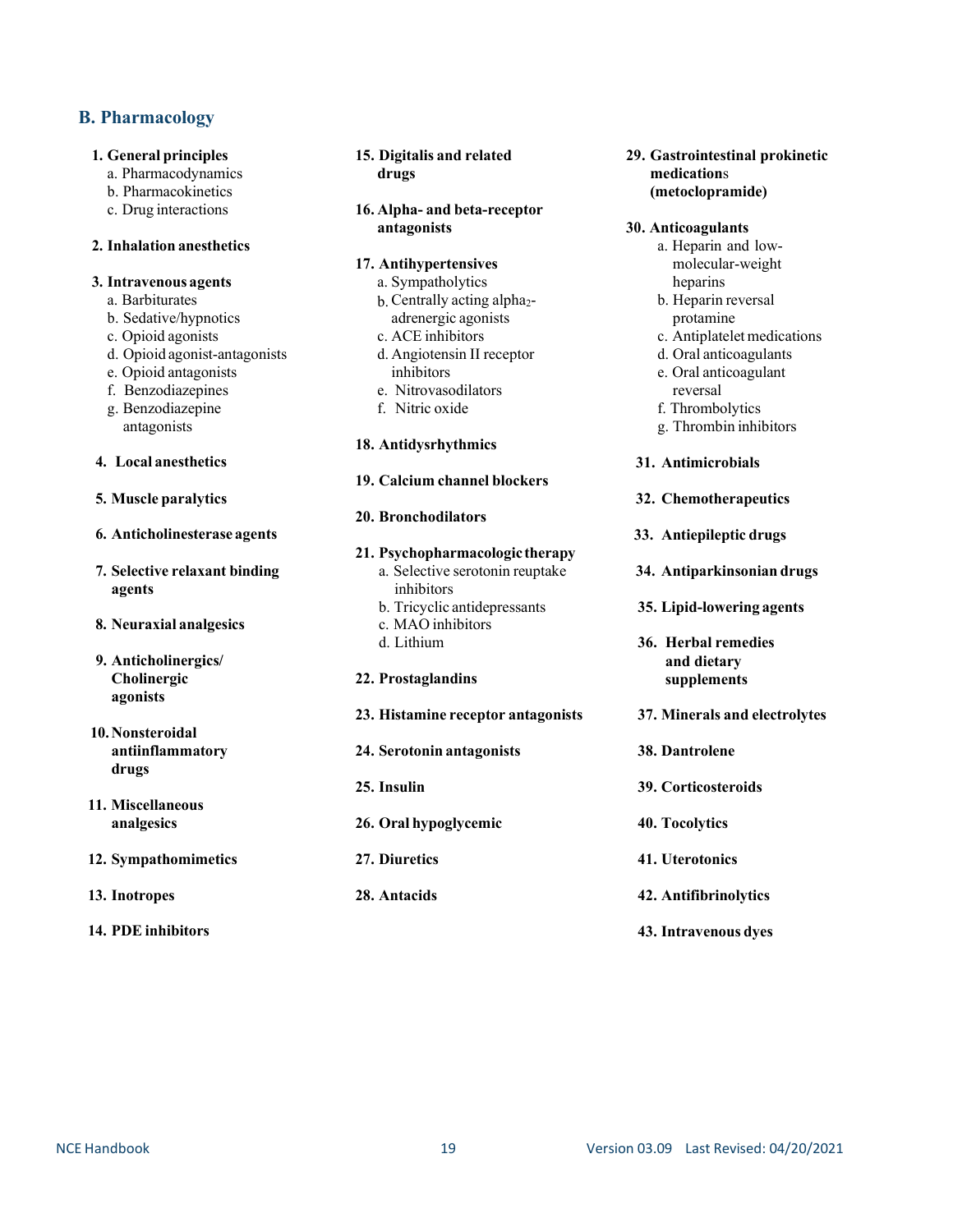## B. Pharmacology

1. **General principles**
   a. Pharmacodynamics
   b. Pharmacokinetics
   c. Drug interactions

2. **Inhalation anesthetics**

3. **Intravenous agents**
   a. Barbiturates
   b. Sedative/hypnotics
   c. Opioid agonists
   d. Opioid agonist-antagonists
   e. Opioid antagonists
   f. Benzodiazepines
   g. Benzodiazepine antagonists

4. **Local anesthetics**

5. **Muscle paralytics**

6. **Anticholinesterase agents**

7. **Selective relaxant binding agents**

8. **Neuraxial analgesics**

9. **Anticholinergics/ Cholinergic agonists**

10. **Nonsteroidal antiinflammatory drugs**

11. **Miscellaneous analgesics**

12. **Sympathomimetics**

13. **Inotropes**

14. **PDE inhibitors**

15. **Digitalis and related drugs**

16. **Alpha- and beta-receptor antagonists**

17. **Antihypertensives**
    a. Sympatholytics
    b. Centrally acting alpha$_2$-adrenergic agonists
    c. ACE inhibitors
    d. Angiotensin II receptor inhibitors
    e. Nitrovasodilators
    f. Nitric oxide

18. **Antidysrhythmics**

19. **Calcium channel blockers**

20. **Bronchodilators**

21. **Psychopharmacologic therapy**
    a. Selective serotonin reuptake inhibitors
    b. Tricyclic antidepressants
    c. MAO inhibitors
    d. Lithium

22. **Prostaglandins**

23. **Histamine receptor antagonists**

24. **Serotonin antagonists**

25. **Insulin**

26. **Oral hypoglycemic**

27. **Diuretics**

28. **Antacids**

29. **Gastrointestinal prokinetic medications (metoclopramide)**

30. **Anticoagulants**
    a. Heparin and low-molecular-weight heparins
    b. Heparin reversal protamine
    c. Antiplatelet medications
    d. Oral anticoagulants
    e. Oral anticoagulant reversal
    f. Thrombolytics
    g. Thrombin inhibitors

31. **Antimicrobials**

32. **Chemotherapeutics**

33. **Antiepileptic drugs**

34. **Antiparkinsonian drugs**

35. **Lipid-lowering agents**

36. **Herbal remedies and dietary supplements**

37. **Minerals and electrolytes**

38. **Dantrolene**

39. **Corticosteroids**

40. **Tocolytics**

41. **Uterotonics**

42. **Antifibrinolytics**

43. **Intravenous dyes**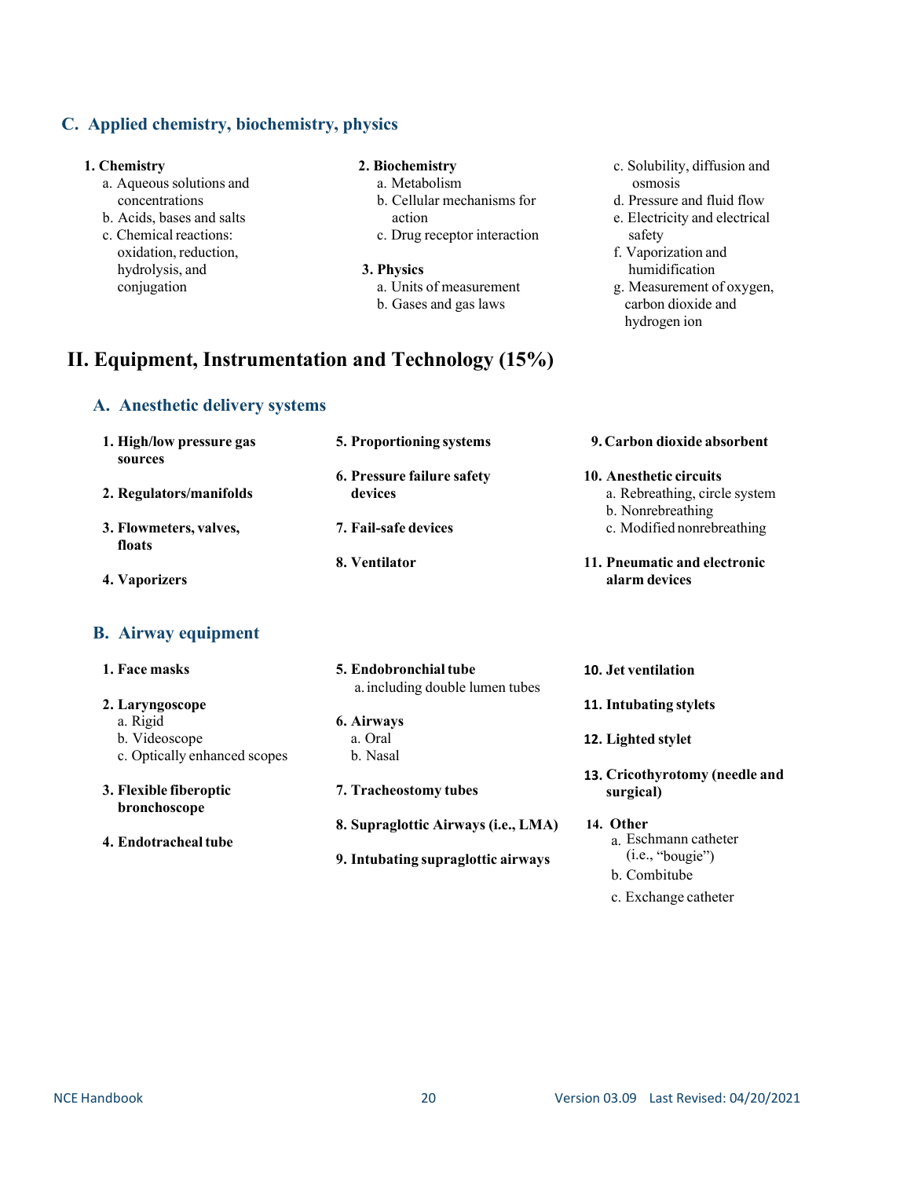### C. Applied chemistry, biochemistry, physics

**1. Chemistry**

a. Aqueous solutions and concentrations
b. Acids, bases and salts
c. Chemical reactions: oxidation, reduction, hydrolysis, and conjugation

**2. Biochemistry**

a. Metabolism
b. Cellular mechanisms for action
c. Drug receptor interaction

**3. Physics**

a. Units of measurement
b. Gases and gas laws
c. Solubility, diffusion and osmosis
d. Pressure and fluid flow
e. Electricity and electrical safety
f. Vaporization and humidification
g. Measurement of oxygen, carbon dioxide and hydrogen ion

## II. Equipment, Instrumentation and Technology (15%)

### A. Anesthetic delivery systems

**1. High/low pressure gas sources**

**2. Regulators/manifolds**

**3. Flowmeters, valves, floats**

**4. Vaporizers**

**5. Proportioning systems**

**6. Pressure failure safety devices**

**7. Fail-safe devices**

**8. Ventilator**

**9. Carbon dioxide absorbent**

**10. Anesthetic circuits**

a. Rebreathing, circle system
b. Nonrebreathing
c. Modified nonrebreathing

**11. Pneumatic and electronic alarm devices**

### B. Airway equipment

**1. Face masks**

**2. Laryngoscope**

a. Rigid
b. Videoscope
c. Optically enhanced scopes

**3. Flexible fiberoptic bronchoscope**

**4. Endotracheal tube**

**5. Endobronchial tube**

a. including double lumen tubes

**6. Airways**

a. Oral
b. Nasal

**7. Tracheostomy tubes**

**8. Supraglottic Airways (i.e., LMA)**

**9. Intubating supraglottic airways**

**10. Jet ventilation**

**11. Intubating stylets**

**12. Lighted stylet**

**13. Cricothyrotomy (needle and surgical)**

**14. Other**

a. Eschmann catheter (i.e., "bougie")
b. Combitube
c. Exchange catheter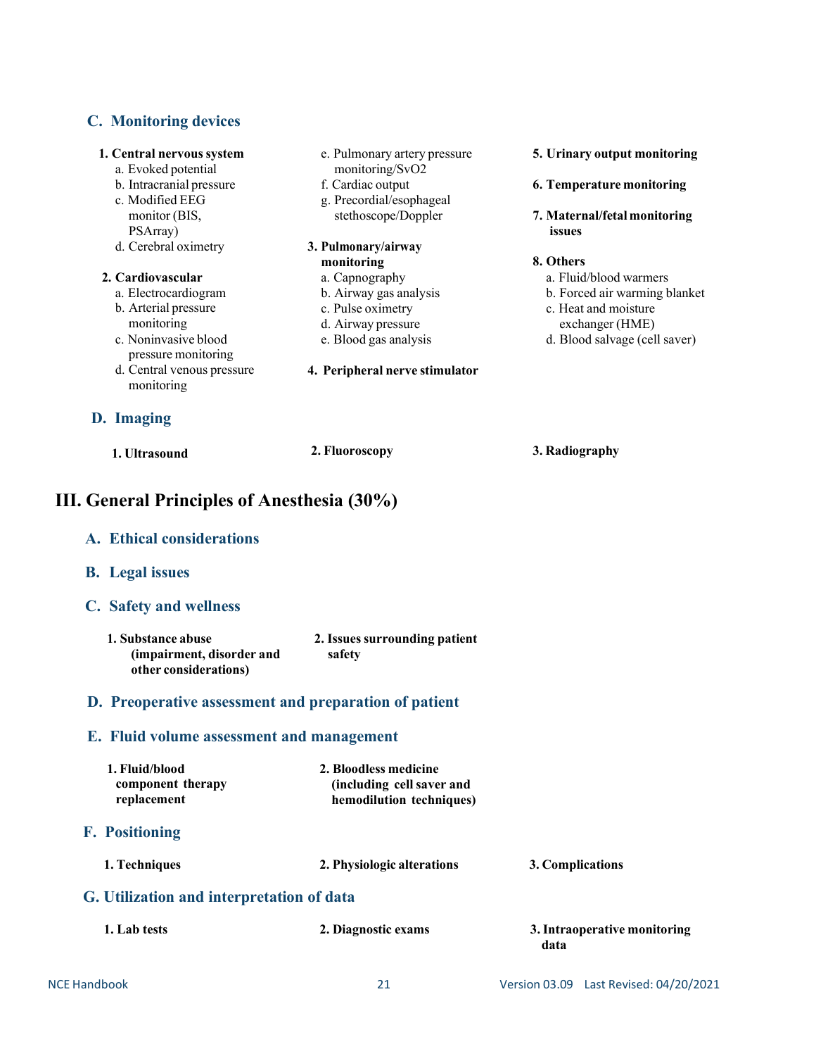### C. Monitoring devices

1. **Central nervous system**
   a. Evoked potential
   b. Intracranial pressure
   c. Modified EEG monitor (BIS, PSArray)
   d. Cerebral oximetry

2. **Cardiovascular**
   a. Electrocardiogram
   b. Arterial pressure monitoring
   c. Noninvasive blood pressure monitoring
   d. Central venous pressure monitoring
   e. Pulmonary artery pressure monitoring/$SvO_2$
   f. Cardiac output
   g. Precordial/esophageal stethoscope/Doppler

3. **Pulmonary/airway monitoring**
   a. Capnography
   b. Airway gas analysis
   c. Pulse oximetry
   d. Airway pressure
   e. Blood gas analysis

4. **Peripheral nerve stimulator**

5. **Urinary output monitoring**

6. **Temperature monitoring**

7. **Maternal/fetal monitoring issues**

8. **Others**
   a. Fluid/blood warmers
   b. Forced air warming blanket
   c. Heat and moisture exchanger (HME)
   d. Blood salvage (cell saver)

### D. Imaging

1. **Ultrasound**
2. **Fluoroscopy**
3. **Radiography**

## III. General Principles of Anesthesia (30%)

### A. Ethical considerations

### B. Legal issues

### C. Safety and wellness

1. **Substance abuse (impairment, disorder and other considerations)**
2. **Issues surrounding patient safety**

### D. Preoperative assessment and preparation of patient

### E. Fluid volume assessment and management

1. **Fluid/blood component therapy replacement**
2. **Bloodless medicine (including cell saver and hemodilution techniques)**

### F. Positioning

1. **Techniques**
2. **Physiologic alterations**
3. **Complications**

### G. Utilization and interpretation of data

1. **Lab tests**
2. **Diagnostic exams**
3. **Intraoperative monitoring data**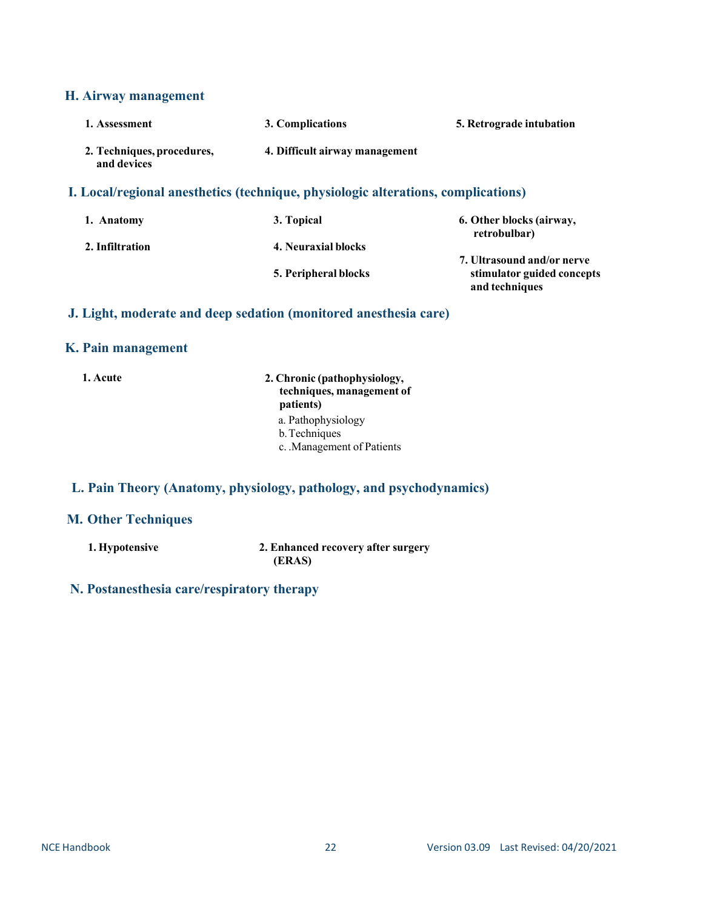## H. Airway management

1. **Assessment**
2. **Techniques, procedures, and devices**
3. **Complications**
4. **Difficult airway management**
5. **Retrograde intubation**

## I. Local/regional anesthetics (technique, physiologic alterations, complications)

1. **Anatomy**
2. **Infiltration**
3. **Topical**
4. **Neuraxial blocks**
5. **Peripheral blocks**
6. **Other blocks (airway, retrobulbar)**
7. **Ultrasound and/or nerve stimulator guided concepts and techniques**

## J. Light, moderate and deep sedation (monitored anesthesia care)

## K. Pain management

1. **Acute**
2. **Chronic (pathophysiology, techniques, management of patients)**
   a. Pathophysiology
   b. Techniques
   c. .Management of Patients

## L. Pain Theory (Anatomy, physiology, pathology, and psychodynamics)

## M. Other Techniques

1. **Hypotensive**
2. **Enhanced recovery after surgery (ERAS)**

## N. Postanesthesia care/respiratory therapy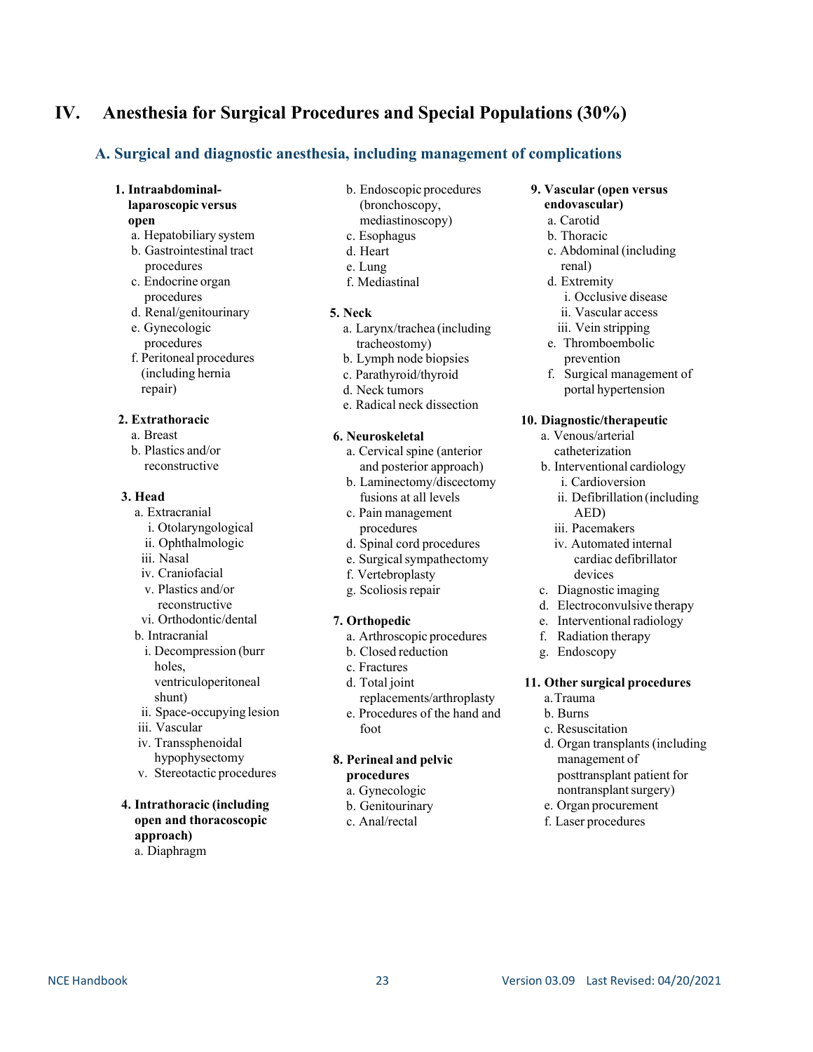# IV. Anesthesia for Surgical Procedures and Special Populations (30%)

## A. Surgical and diagnostic anesthesia, including management of complications

1. **Intraabdominal-laparoscopic versus open**
   - a. Hepatobiliary system
   - b. Gastrointestinal tract procedures
   - c. Endocrine organ procedures
   - d. Renal/genitourinary
   - e. Gynecologic procedures
   - f. Peritoneal procedures (including hernia repair)

2. **Extrathoracic**
   - a. Breast
   - b. Plastics and/or reconstructive

3. **Head**
   - a. Extracranial
     - i. Otolaryngological
     - ii. Ophthalmologic
     - iii. Nasal
     - iv. Craniofacial
     - v. Plastics and/or reconstructive
     - vi. Orthodontic/dental
   - b. Intracranial
     - i. Decompression (burr holes, ventriculoperitoneal shunt)
     - ii. Space-occupying lesion
     - iii. Vascular
     - iv. Transsphenoidal hypophysectomy
     - v. Stereotactic procedures

4. **Intrathoracic (including open and thoracoscopic approach)**
   - a. Diaphragm
   - b. Endoscopic procedures (bronchoscopy, mediastinoscopy)
   - c. Esophagus
   - d. Heart
   - e. Lung
   - f. Mediastinal

5. **Neck**
   - a. Larynx/trachea (including tracheostomy)
   - b. Lymph node biopsies
   - c. Parathyroid/thyroid
   - d. Neck tumors
   - e. Radical neck dissection

6. **Neuroskeletal**
   - a. Cervical spine (anterior and posterior approach)
   - b. Laminectomy/discectomy fusions at all levels
   - c. Pain management procedures
   - d. Spinal cord procedures
   - e. Surgical sympathectomy
   - f. Vertebroplasty
   - g. Scoliosis repair

7. **Orthopedic**
   - a. Arthroscopic procedures
   - b. Closed reduction
   - c. Fractures
   - d. Total joint replacements/arthroplasty
   - e. Procedures of the hand and foot

8. **Perineal and pelvic procedures**
   - a. Gynecologic
   - b. Genitourinary
   - c. Anal/rectal

9. **Vascular (open versus endovascular)**
   - a. Carotid
   - b. Thoracic
   - c. Abdominal (including renal)
   - d. Extremity
     - i. Occlusive disease
     - ii. Vascular access
     - iii. Vein stripping
   - e. Thromboembolic prevention
   - f. Surgical management of portal hypertension

10. **Diagnostic/therapeutic**
    - a. Venous/arterial catheterization
    - b. Interventional cardiology
      - i. Cardioversion
      - ii. Defibrillation (including AED)
      - iii. Pacemakers
      - iv. Automated internal cardiac defibrillator devices
    - c. Diagnostic imaging
    - d. Electroconvulsive therapy
    - e. Interventional radiology
    - f. Radiation therapy
    - g. Endoscopy

11. **Other surgical procedures**
    - a. Trauma
    - b. Burns
    - c. Resuscitation
    - d. Organ transplants (including management of posttransplant patient for nontransplant surgery)
    - e. Organ procurement
    - f. Laser procedures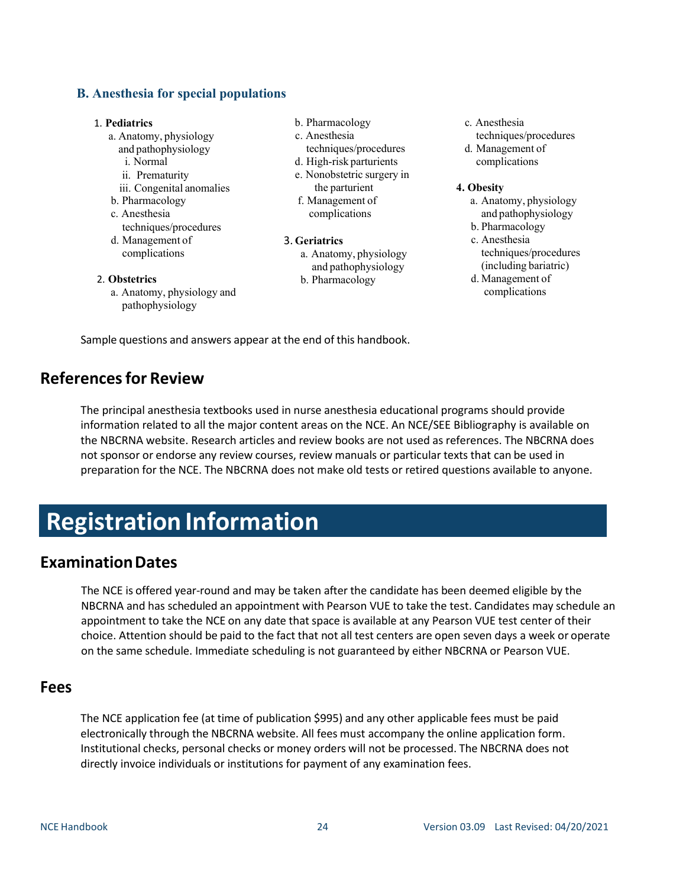### B. Anesthesia for special populations

1. **Pediatrics**
   a. Anatomy, physiology and pathophysiology
      i. Normal
      ii. Prematurity
      iii. Congenital anomalies
   b. Pharmacology
   c. Anesthesia techniques/procedures
   d. Management of complications

2. **Obstetrics**
   a. Anatomy, physiology and pathophysiology
   b. Pharmacology
   c. Anesthesia techniques/procedures
   d. High-risk parturients
   e. Nonobstetric surgery in the parturient
   f. Management of complications

3. **Geriatrics**
   a. Anatomy, physiology and pathophysiology
   b. Pharmacology
   c. Anesthesia techniques/procedures
   d. Management of complications

4. **Obesity**
   a. Anatomy, physiology and pathophysiology
   b. Pharmacology
   c. Anesthesia techniques/procedures (including bariatric)
   d. Management of complications

Sample questions and answers appear at the end of this handbook.

## References for Review

The principal anesthesia textbooks used in nurse anesthesia educational programs should provide information related to all the major content areas on the NCE. An NCE/SEE Bibliography is available on the NBCRNA website. Research articles and review books are not used as references. The NBCRNA does not sponsor or endorse any review courses, review manuals or particular texts that can be used in preparation for the NCE. The NBCRNA does not make old tests or retired questions available to anyone.

# Registration Information

## Examination Dates

The NCE is offered year-round and may be taken after the candidate has been deemed eligible by the NBCRNA and has scheduled an appointment with Pearson VUE to take the test. Candidates may schedule an appointment to take the NCE on any date that space is available at any Pearson VUE test center of their choice. Attention should be paid to the fact that not all test centers are open seven days a week or operate on the same schedule. Immediate scheduling is not guaranteed by either NBCRNA or Pearson VUE.

## Fees

The NCE application fee (at time of publication $995) and any other applicable fees must be paid electronically through the NBCRNA website. All fees must accompany the online application form. Institutional checks, personal checks or money orders will not be processed. The NBCRNA does not directly invoice individuals or institutions for payment of any examination fees.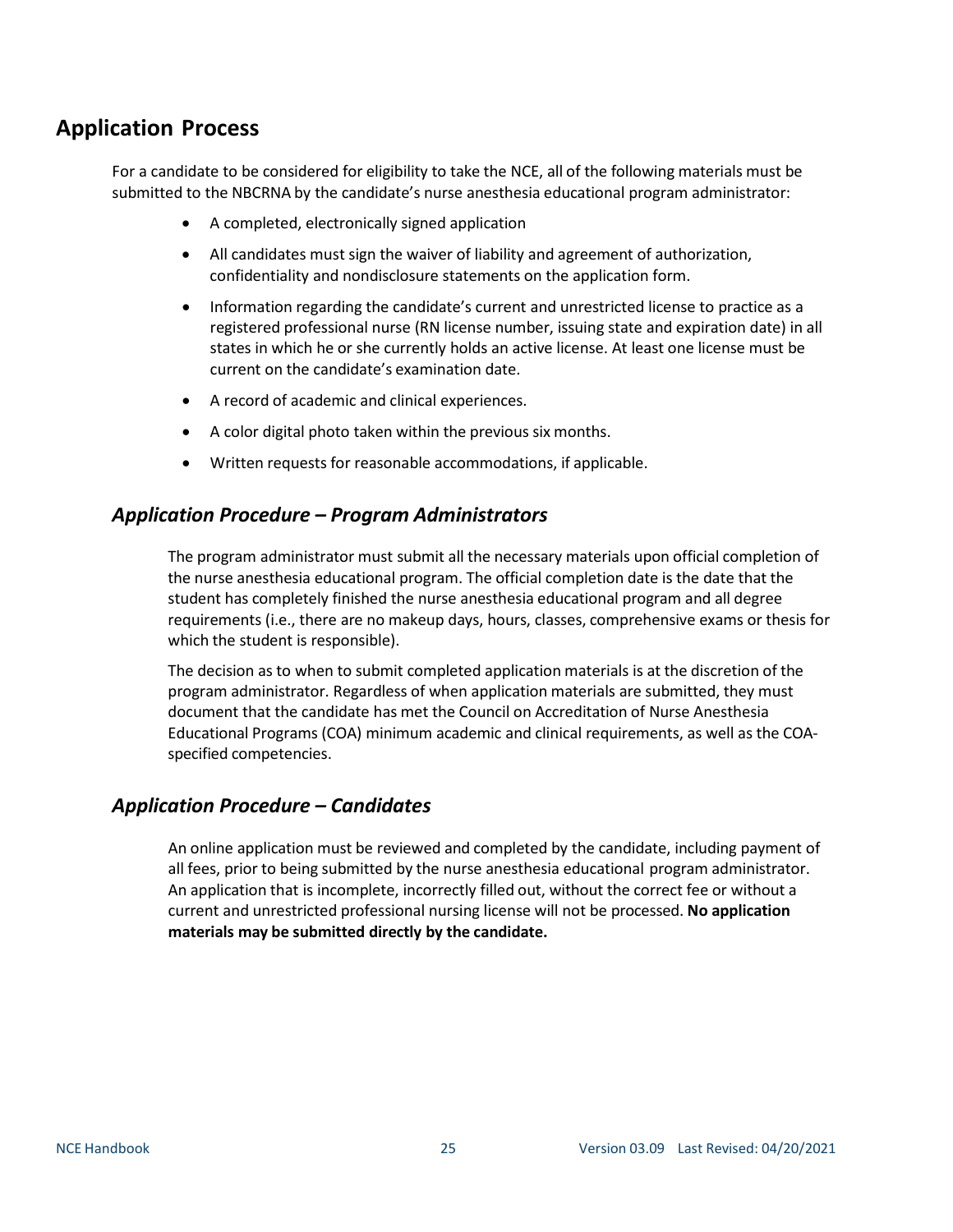## Application Process

For a candidate to be considered for eligibility to take the NCE, all of the following materials must be submitted to the NBCRNA by the candidate's nurse anesthesia educational program administrator:

- A completed, electronically signed application
- All candidates must sign the waiver of liability and agreement of authorization, confidentiality and nondisclosure statements on the application form.
- Information regarding the candidate's current and unrestricted license to practice as a registered professional nurse (RN license number, issuing state and expiration date) in all states in which he or she currently holds an active license. At least one license must be current on the candidate's examination date.
- A record of academic and clinical experiences.
- A color digital photo taken within the previous six months.
- Written requests for reasonable accommodations, if applicable.

### *Application Procedure – Program Administrators*

The program administrator must submit all the necessary materials upon official completion of the nurse anesthesia educational program. The official completion date is the date that the student has completely finished the nurse anesthesia educational program and all degree requirements (i.e., there are no makeup days, hours, classes, comprehensive exams or thesis for which the student is responsible).

The decision as to when to submit completed application materials is at the discretion of the program administrator. Regardless of when application materials are submitted, they must document that the candidate has met the Council on Accreditation of Nurse Anesthesia Educational Programs (COA) minimum academic and clinical requirements, as well as the COA-specified competencies.

### *Application Procedure – Candidates*

An online application must be reviewed and completed by the candidate, including payment of all fees, prior to being submitted by the nurse anesthesia educational program administrator. An application that is incomplete, incorrectly filled out, without the correct fee or without a current and unrestricted professional nursing license will not be processed. **No application materials may be submitted directly by the candidate.**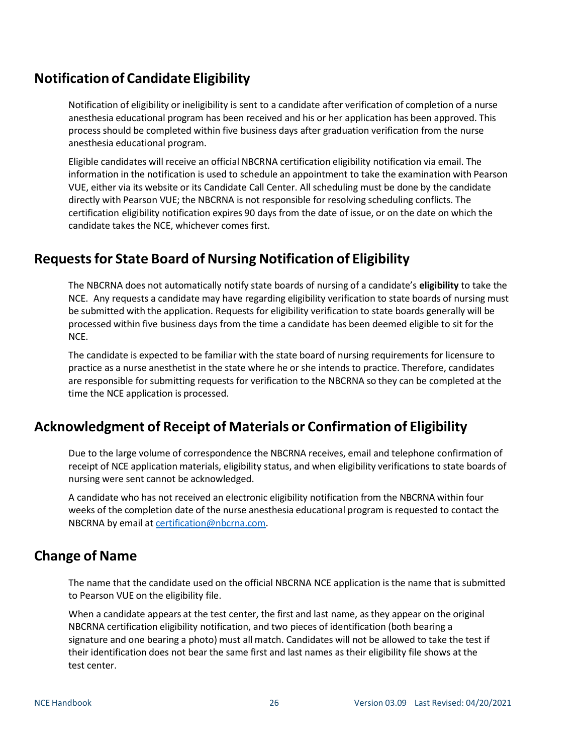## Notification of Candidate Eligibility

Notification of eligibility or ineligibility is sent to a candidate after verification of completion of a nurse anesthesia educational program has been received and his or her application has been approved. This process should be completed within five business days after graduation verification from the nurse anesthesia educational program.

Eligible candidates will receive an official NBCRNA certification eligibility notification via email. The information in the notification is used to schedule an appointment to take the examination with Pearson VUE, either via its website or its Candidate Call Center. All scheduling must be done by the candidate directly with Pearson VUE; the NBCRNA is not responsible for resolving scheduling conflicts. The certification eligibility notification expires 90 days from the date of issue, or on the date on which the candidate takes the NCE, whichever comes first.

## Requests for State Board of Nursing Notification of Eligibility

The NBCRNA does not automatically notify state boards of nursing of a candidate's **eligibility** to take the NCE. Any requests a candidate may have regarding eligibility verification to state boards of nursing must be submitted with the application. Requests for eligibility verification to state boards generally will be processed within five business days from the time a candidate has been deemed eligible to sit for the NCE.

The candidate is expected to be familiar with the state board of nursing requirements for licensure to practice as a nurse anesthetist in the state where he or she intends to practice. Therefore, candidates are responsible for submitting requests for verification to the NBCRNA so they can be completed at the time the NCE application is processed.

## Acknowledgment of Receipt of Materials or Confirmation of Eligibility

Due to the large volume of correspondence the NBCRNA receives, email and telephone confirmation of receipt of NCE application materials, eligibility status, and when eligibility verifications to state boards of nursing were sent cannot be acknowledged.

A candidate who has not received an electronic eligibility notification from the NBCRNA within four weeks of the completion date of the nurse anesthesia educational program is requested to contact the NBCRNA by email at certification@nbcrna.com.

## Change of Name

The name that the candidate used on the official NBCRNA NCE application is the name that is submitted to Pearson VUE on the eligibility file.

When a candidate appears at the test center, the first and last name, as they appear on the original NBCRNA certification eligibility notification, and two pieces of identification (both bearing a signature and one bearing a photo) must all match. Candidates will not be allowed to take the test if their identification does not bear the same first and last names as their eligibility file shows at the test center.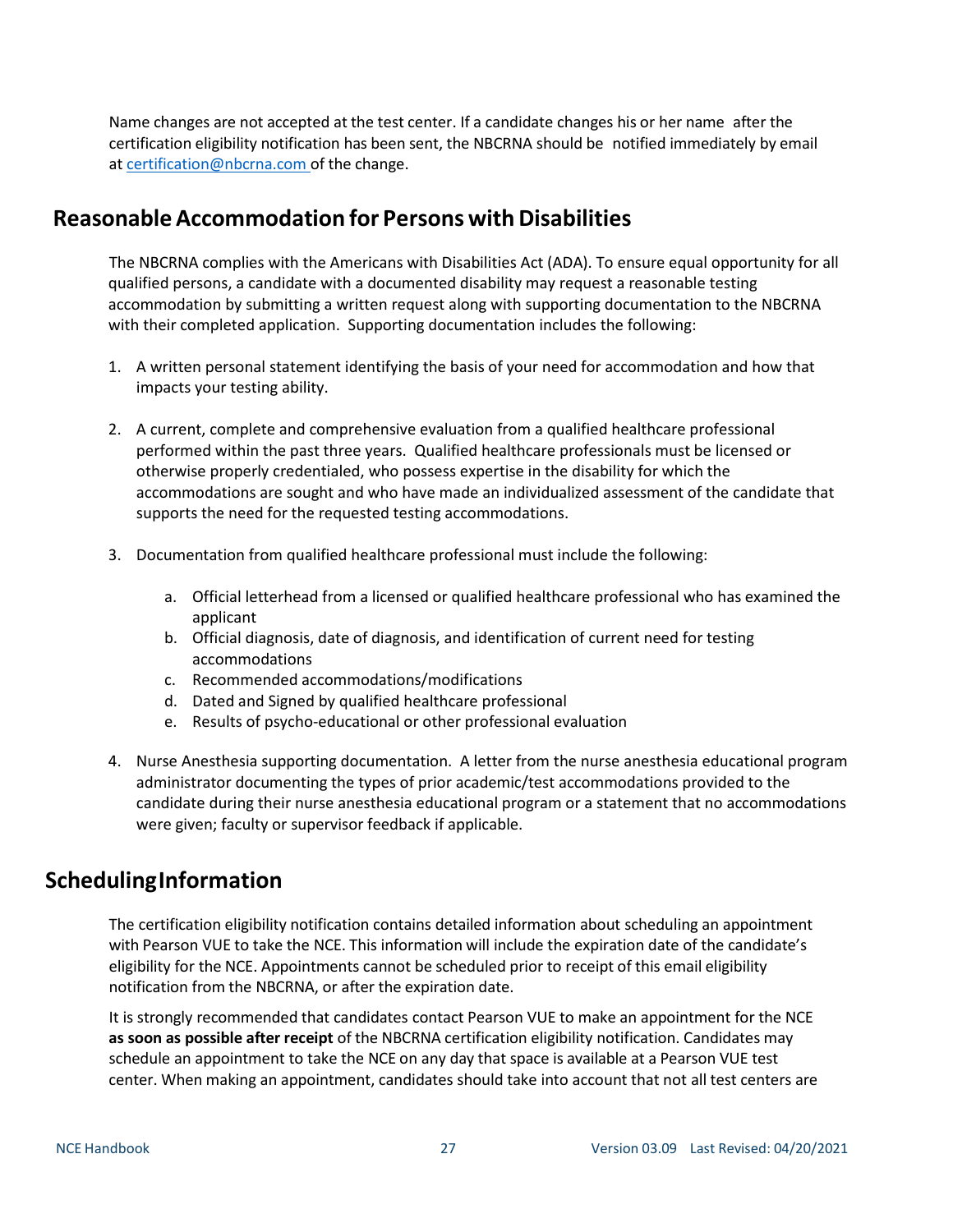Name changes are not accepted at the test center. If a candidate changes his or her name after the certification eligibility notification has been sent, the NBCRNA should be notified immediately by email at certification@nbcrna.com of the change.

## Reasonable Accommodation for Persons with Disabilities

The NBCRNA complies with the Americans with Disabilities Act (ADA). To ensure equal opportunity for all qualified persons, a candidate with a documented disability may request a reasonable testing accommodation by submitting a written request along with supporting documentation to the NBCRNA with their completed application. Supporting documentation includes the following:

1. A written personal statement identifying the basis of your need for accommodation and how that impacts your testing ability.

2. A current, complete and comprehensive evaluation from a qualified healthcare professional performed within the past three years. Qualified healthcare professionals must be licensed or otherwise properly credentialed, who possess expertise in the disability for which the accommodations are sought and who have made an individualized assessment of the candidate that supports the need for the requested testing accommodations.

3. Documentation from qualified healthcare professional must include the following:

    a. Official letterhead from a licensed or qualified healthcare professional who has examined the applicant
    b. Official diagnosis, date of diagnosis, and identification of current need for testing accommodations
    c. Recommended accommodations/modifications
    d. Dated and Signed by qualified healthcare professional
    e. Results of psycho-educational or other professional evaluation

4. Nurse Anesthesia supporting documentation. A letter from the nurse anesthesia educational program administrator documenting the types of prior academic/test accommodations provided to the candidate during their nurse anesthesia educational program or a statement that no accommodations were given; faculty or supervisor feedback if applicable.

## Scheduling Information

The certification eligibility notification contains detailed information about scheduling an appointment with Pearson VUE to take the NCE. This information will include the expiration date of the candidate's eligibility for the NCE. Appointments cannot be scheduled prior to receipt of this email eligibility notification from the NBCRNA, or after the expiration date.

It is strongly recommended that candidates contact Pearson VUE to make an appointment for the NCE **as soon as possible after receipt** of the NBCRNA certification eligibility notification. Candidates may schedule an appointment to take the NCE on any day that space is available at a Pearson VUE test center. When making an appointment, candidates should take into account that not all test centers are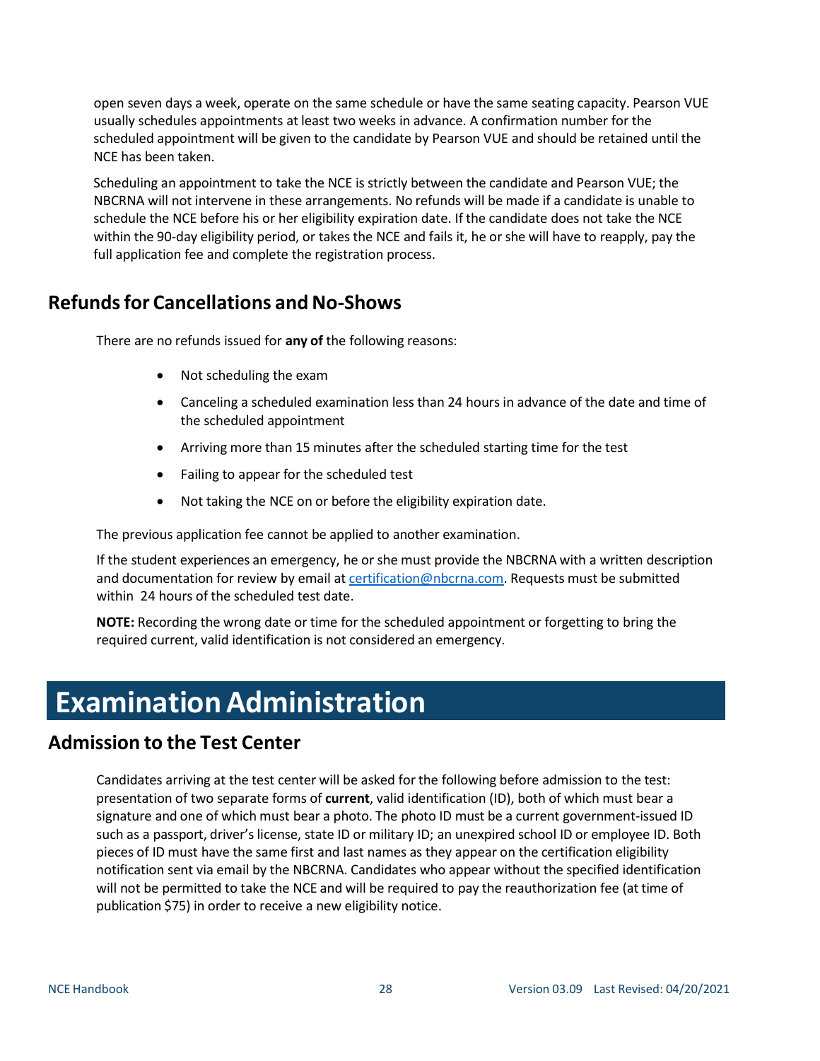open seven days a week, operate on the same schedule or have the same seating capacity. Pearson VUE usually schedules appointments at least two weeks in advance. A confirmation number for the scheduled appointment will be given to the candidate by Pearson VUE and should be retained until the NCE has been taken.

Scheduling an appointment to take the NCE is strictly between the candidate and Pearson VUE; the NBCRNA will not intervene in these arrangements. No refunds will be made if a candidate is unable to schedule the NCE before his or her eligibility expiration date. If the candidate does not take the NCE within the 90-day eligibility period, or takes the NCE and fails it, he or she will have to reapply, pay the full application fee and complete the registration process.

## Refunds for Cancellations and No-Shows

There are no refunds issued for **any of** the following reasons:

- Not scheduling the exam
- Canceling a scheduled examination less than 24 hours in advance of the date and time of the scheduled appointment
- Arriving more than 15 minutes after the scheduled starting time for the test
- Failing to appear for the scheduled test
- Not taking the NCE on or before the eligibility expiration date.

The previous application fee cannot be applied to another examination.

If the student experiences an emergency, he or she must provide the NBCRNA with a written description and documentation for review by email at certification@nbcrna.com. Requests must be submitted within 24 hours of the scheduled test date.

**NOTE:** Recording the wrong date or time for the scheduled appointment or forgetting to bring the required current, valid identification is not considered an emergency.

# Examination Administration

## Admission to the Test Center

Candidates arriving at the test center will be asked for the following before admission to the test: presentation of two separate forms of **current**, valid identification (ID), both of which must bear a signature and one of which must bear a photo. The photo ID must be a current government-issued ID such as a passport, driver's license, state ID or military ID; an unexpired school ID or employee ID. Both pieces of ID must have the same first and last names as they appear on the certification eligibility notification sent via email by the NBCRNA. Candidates who appear without the specified identification will not be permitted to take the NCE and will be required to pay the reauthorization fee (at time of publication $75) in order to receive a new eligibility notice.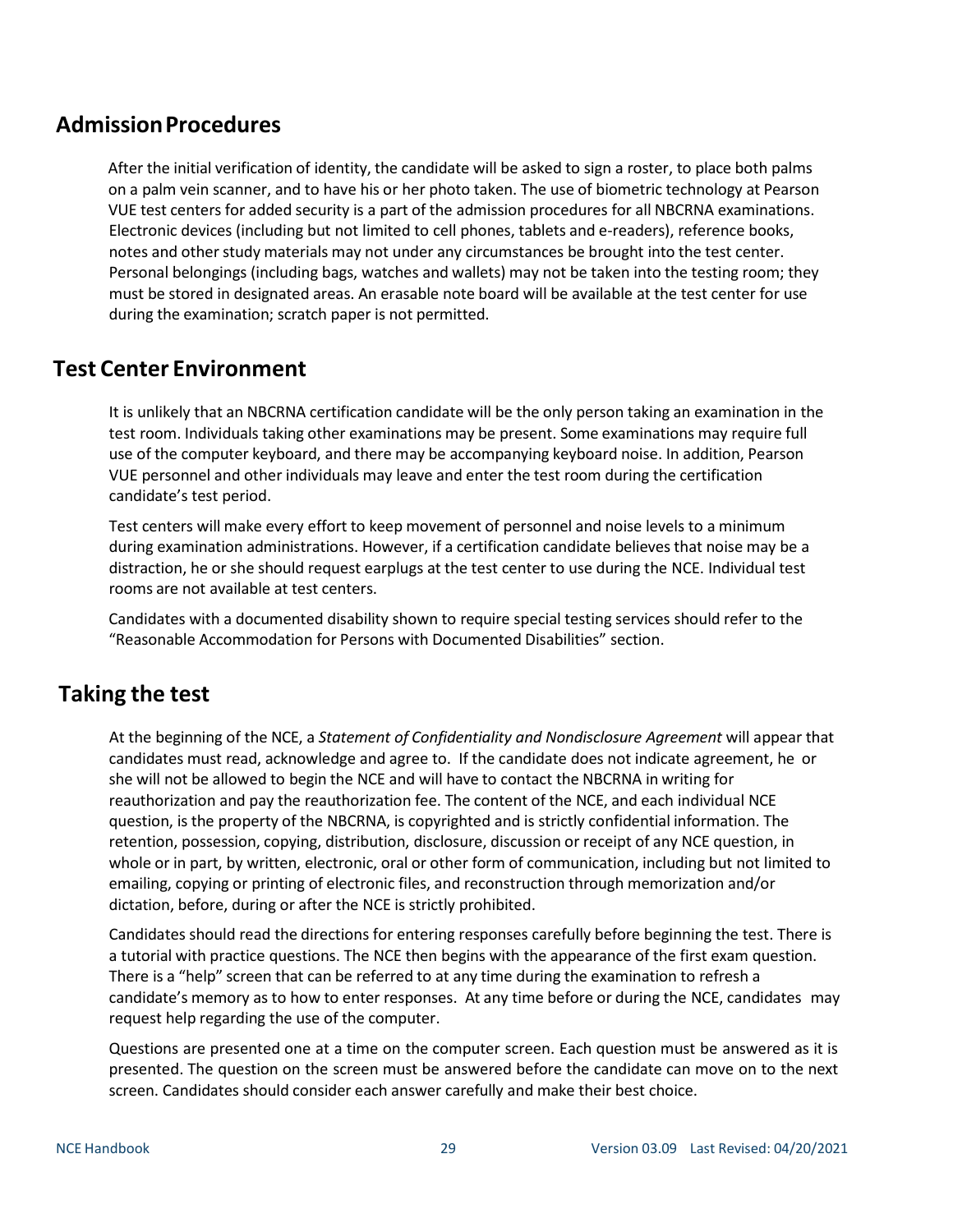## Admission Procedures

After the initial verification of identity, the candidate will be asked to sign a roster, to place both palms on a palm vein scanner, and to have his or her photo taken. The use of biometric technology at Pearson VUE test centers for added security is a part of the admission procedures for all NBCRNA examinations. Electronic devices (including but not limited to cell phones, tablets and e-readers), reference books, notes and other study materials may not under any circumstances be brought into the test center. Personal belongings (including bags, watches and wallets) may not be taken into the testing room; they must be stored in designated areas. An erasable note board will be available at the test center for use during the examination; scratch paper is not permitted.

## Test Center Environment

It is unlikely that an NBCRNA certification candidate will be the only person taking an examination in the test room. Individuals taking other examinations may be present. Some examinations may require full use of the computer keyboard, and there may be accompanying keyboard noise. In addition, Pearson VUE personnel and other individuals may leave and enter the test room during the certification candidate's test period.

Test centers will make every effort to keep movement of personnel and noise levels to a minimum during examination administrations. However, if a certification candidate believes that noise may be a distraction, he or she should request earplugs at the test center to use during the NCE. Individual test rooms are not available at test centers.

Candidates with a documented disability shown to require special testing services should refer to the "Reasonable Accommodation for Persons with Documented Disabilities" section.

## Taking the test

At the beginning of the NCE, a *Statement of Confidentiality and Nondisclosure Agreement* will appear that candidates must read, acknowledge and agree to. If the candidate does not indicate agreement, he or she will not be allowed to begin the NCE and will have to contact the NBCRNA in writing for reauthorization and pay the reauthorization fee. The content of the NCE, and each individual NCE question, is the property of the NBCRNA, is copyrighted and is strictly confidential information. The retention, possession, copying, distribution, disclosure, discussion or receipt of any NCE question, in whole or in part, by written, electronic, oral or other form of communication, including but not limited to emailing, copying or printing of electronic files, and reconstruction through memorization and/or dictation, before, during or after the NCE is strictly prohibited.

Candidates should read the directions for entering responses carefully before beginning the test. There is a tutorial with practice questions. The NCE then begins with the appearance of the first exam question. There is a "help" screen that can be referred to at any time during the examination to refresh a candidate's memory as to how to enter responses. At any time before or during the NCE, candidates may request help regarding the use of the computer.

Questions are presented one at a time on the computer screen. Each question must be answered as it is presented. The question on the screen must be answered before the candidate can move on to the next screen. Candidates should consider each answer carefully and make their best choice.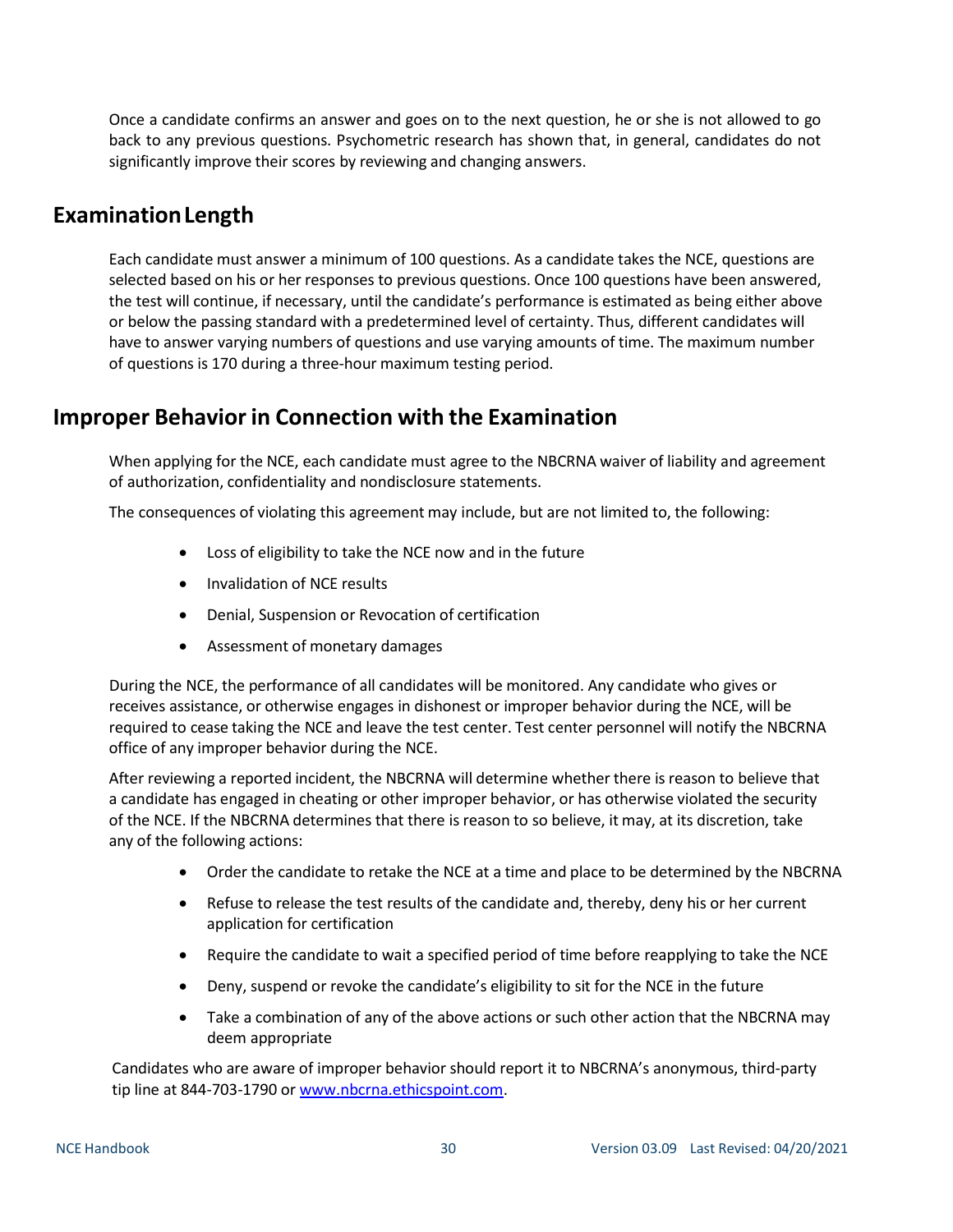Once a candidate confirms an answer and goes on to the next question, he or she is not allowed to go back to any previous questions. Psychometric research has shown that, in general, candidates do not significantly improve their scores by reviewing and changing answers.

## Examination Length

Each candidate must answer a minimum of 100 questions. As a candidate takes the NCE, questions are selected based on his or her responses to previous questions. Once 100 questions have been answered, the test will continue, if necessary, until the candidate's performance is estimated as being either above or below the passing standard with a predetermined level of certainty. Thus, different candidates will have to answer varying numbers of questions and use varying amounts of time. The maximum number of questions is 170 during a three-hour maximum testing period.

## Improper Behavior in Connection with the Examination

When applying for the NCE, each candidate must agree to the NBCRNA waiver of liability and agreement of authorization, confidentiality and nondisclosure statements.

The consequences of violating this agreement may include, but are not limited to, the following:

- Loss of eligibility to take the NCE now and in the future
- Invalidation of NCE results
- Denial, Suspension or Revocation of certification
- Assessment of monetary damages

During the NCE, the performance of all candidates will be monitored. Any candidate who gives or receives assistance, or otherwise engages in dishonest or improper behavior during the NCE, will be required to cease taking the NCE and leave the test center. Test center personnel will notify the NBCRNA office of any improper behavior during the NCE.

After reviewing a reported incident, the NBCRNA will determine whether there is reason to believe that a candidate has engaged in cheating or other improper behavior, or has otherwise violated the security of the NCE. If the NBCRNA determines that there is reason to so believe, it may, at its discretion, take any of the following actions:

- Order the candidate to retake the NCE at a time and place to be determined by the NBCRNA
- Refuse to release the test results of the candidate and, thereby, deny his or her current application for certification
- Require the candidate to wait a specified period of time before reapplying to take the NCE
- Deny, suspend or revoke the candidate's eligibility to sit for the NCE in the future
- Take a combination of any of the above actions or such other action that the NBCRNA may deem appropriate

Candidates who are aware of improper behavior should report it to NBCRNA's anonymous, third-party tip line at 844-703-1790 or [www.nbcrna.ethicspoint.com](http://www.nbcrna.ethicspoint.com).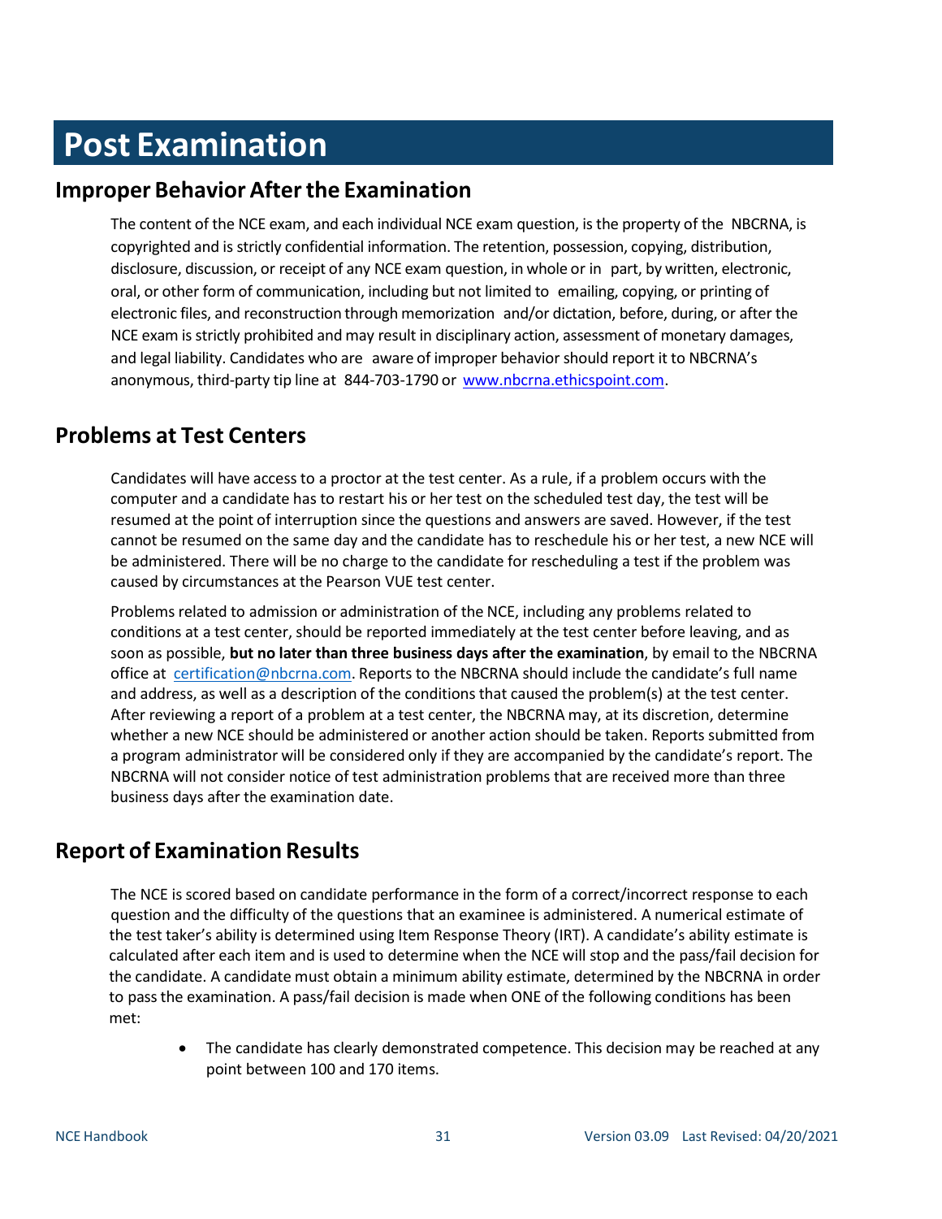# Post Examination

## Improper Behavior After the Examination

The content of the NCE exam, and each individual NCE exam question, is the property of the NBCRNA, is copyrighted and is strictly confidential information. The retention, possession, copying, distribution, disclosure, discussion, or receipt of any NCE exam question, in whole or in part, by written, electronic, oral, or other form of communication, including but not limited to emailing, copying, or printing of electronic files, and reconstruction through memorization and/or dictation, before, during, or after the NCE exam is strictly prohibited and may result in disciplinary action, assessment of monetary damages, and legal liability. Candidates who are aware of improper behavior should report it to NBCRNA's anonymous, third-party tip line at 844-703-1790 or [www.nbcrna.ethicspoint.com](http://www.nbcrna.ethicspoint.com).

## Problems at Test Centers

Candidates will have access to a proctor at the test center. As a rule, if a problem occurs with the computer and a candidate has to restart his or her test on the scheduled test day, the test will be resumed at the point of interruption since the questions and answers are saved. However, if the test cannot be resumed on the same day and the candidate has to reschedule his or her test, a new NCE will be administered. There will be no charge to the candidate for rescheduling a test if the problem was caused by circumstances at the Pearson VUE test center.

Problems related to admission or administration of the NCE, including any problems related to conditions at a test center, should be reported immediately at the test center before leaving, and as soon as possible, **but no later than three business days after the examination**, by email to the NBCRNA office at [certification@nbcrna.com](mailto:certification@nbcrna.com). Reports to the NBCRNA should include the candidate's full name and address, as well as a description of the conditions that caused the problem(s) at the test center. After reviewing a report of a problem at a test center, the NBCRNA may, at its discretion, determine whether a new NCE should be administered or another action should be taken. Reports submitted from a program administrator will be considered only if they are accompanied by the candidate's report. The NBCRNA will not consider notice of test administration problems that are received more than three business days after the examination date.

## Report of Examination Results

The NCE is scored based on candidate performance in the form of a correct/incorrect response to each question and the difficulty of the questions that an examinee is administered. A numerical estimate of the test taker's ability is determined using Item Response Theory (IRT). A candidate's ability estimate is calculated after each item and is used to determine when the NCE will stop and the pass/fail decision for the candidate. A candidate must obtain a minimum ability estimate, determined by the NBCRNA in order to pass the examination. A pass/fail decision is made when ONE of the following conditions has been met:

- The candidate has clearly demonstrated competence. This decision may be reached at any point between 100 and 170 items.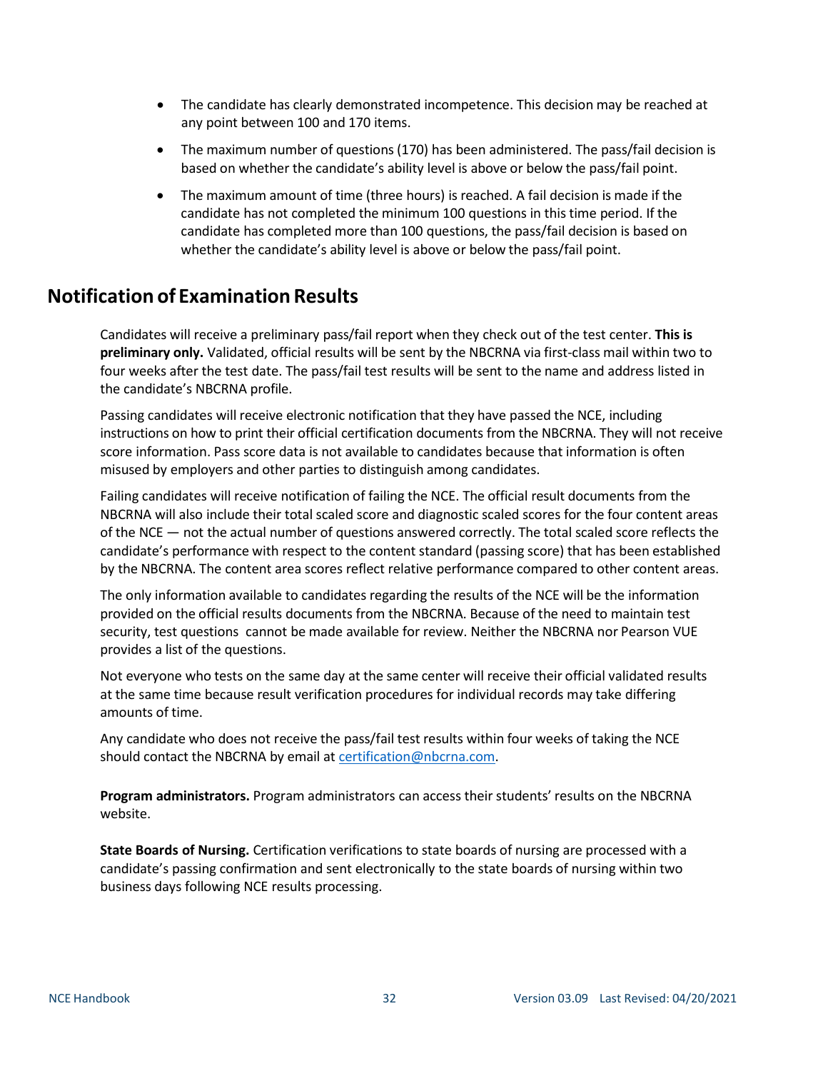- The candidate has clearly demonstrated incompetence. This decision may be reached at any point between 100 and 170 items.
- The maximum number of questions (170) has been administered. The pass/fail decision is based on whether the candidate's ability level is above or below the pass/fail point.
- The maximum amount of time (three hours) is reached. A fail decision is made if the candidate has not completed the minimum 100 questions in this time period. If the candidate has completed more than 100 questions, the pass/fail decision is based on whether the candidate's ability level is above or below the pass/fail point.

## Notification of Examination Results

Candidates will receive a preliminary pass/fail report when they check out of the test center. **This is preliminary only.** Validated, official results will be sent by the NBCRNA via first-class mail within two to four weeks after the test date. The pass/fail test results will be sent to the name and address listed in the candidate's NBCRNA profile.

Passing candidates will receive electronic notification that they have passed the NCE, including instructions on how to print their official certification documents from the NBCRNA. They will not receive score information. Pass score data is not available to candidates because that information is often misused by employers and other parties to distinguish among candidates.

Failing candidates will receive notification of failing the NCE. The official result documents from the NBCRNA will also include their total scaled score and diagnostic scaled scores for the four content areas of the NCE — not the actual number of questions answered correctly. The total scaled score reflects the candidate's performance with respect to the content standard (passing score) that has been established by the NBCRNA. The content area scores reflect relative performance compared to other content areas.

The only information available to candidates regarding the results of the NCE will be the information provided on the official results documents from the NBCRNA. Because of the need to maintain test security, test questions cannot be made available for review. Neither the NBCRNA nor Pearson VUE provides a list of the questions.

Not everyone who tests on the same day at the same center will receive their official validated results at the same time because result verification procedures for individual records may take differing amounts of time.

Any candidate who does not receive the pass/fail test results within four weeks of taking the NCE should contact the NBCRNA by email at certification@nbcrna.com.

**Program administrators.** Program administrators can access their students' results on the NBCRNA website.

**State Boards of Nursing.** Certification verifications to state boards of nursing are processed with a candidate's passing confirmation and sent electronically to the state boards of nursing within two business days following NCE results processing.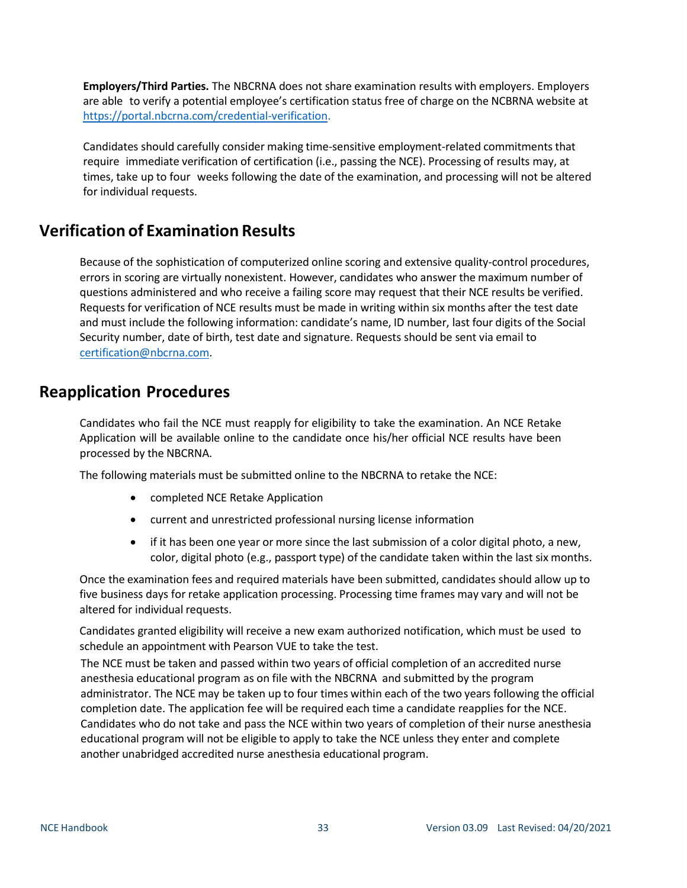**Employers/Third Parties.** The NBCRNA does not share examination results with employers. Employers are able to verify a potential employee's certification status free of charge on the NCBRNA website at https://portal.nbcrna.com/credential-verification.

Candidates should carefully consider making time-sensitive employment-related commitments that require immediate verification of certification (i.e., passing the NCE). Processing of results may, at times, take up to four weeks following the date of the examination, and processing will not be altered for individual requests.

## Verification of Examination Results

Because of the sophistication of computerized online scoring and extensive quality-control procedures, errors in scoring are virtually nonexistent. However, candidates who answer the maximum number of questions administered and who receive a failing score may request that their NCE results be verified. Requests for verification of NCE results must be made in writing within six months after the test date and must include the following information: candidate's name, ID number, last four digits of the Social Security number, date of birth, test date and signature. Requests should be sent via email to certification@nbcrna.com.

## Reapplication Procedures

Candidates who fail the NCE must reapply for eligibility to take the examination. An NCE Retake Application will be available online to the candidate once his/her official NCE results have been processed by the NBCRNA.

The following materials must be submitted online to the NBCRNA to retake the NCE:

- completed NCE Retake Application
- current and unrestricted professional nursing license information
- if it has been one year or more since the last submission of a color digital photo, a new, color, digital photo (e.g., passport type) of the candidate taken within the last six months.

Once the examination fees and required materials have been submitted, candidates should allow up to five business days for retake application processing. Processing time frames may vary and will not be altered for individual requests.

Candidates granted eligibility will receive a new exam authorized notification, which must be used to schedule an appointment with Pearson VUE to take the test.

The NCE must be taken and passed within two years of official completion of an accredited nurse anesthesia educational program as on file with the NBCRNA and submitted by the program administrator. The NCE may be taken up to four times within each of the two years following the official completion date. The application fee will be required each time a candidate reapplies for the NCE. Candidates who do not take and pass the NCE within two years of completion of their nurse anesthesia educational program will not be eligible to apply to take the NCE unless they enter and complete another unabridged accredited nurse anesthesia educational program.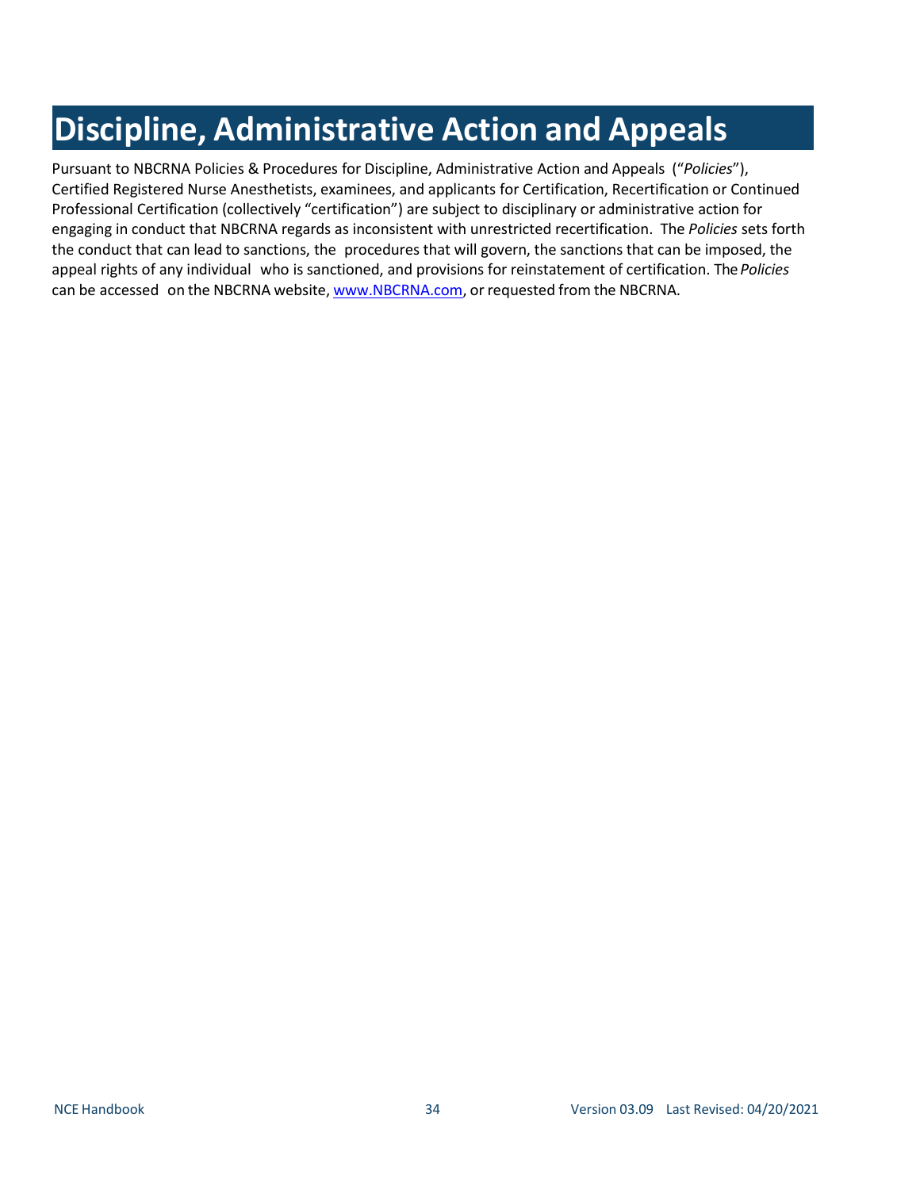# Discipline, Administrative Action and Appeals

Pursuant to NBCRNA Policies & Procedures for Discipline, Administrative Action and Appeals ("*Policies*"), Certified Registered Nurse Anesthetists, examinees, and applicants for Certification, Recertification or Continued Professional Certification (collectively "certification") are subject to disciplinary or administrative action for engaging in conduct that NBCRNA regards as inconsistent with unrestricted recertification. The *Policies* sets forth the conduct that can lead to sanctions, the procedures that will govern, the sanctions that can be imposed, the appeal rights of any individual who is sanctioned, and provisions for reinstatement of certification. The *Policies* can be accessed on the NBCRNA website, [www.NBCRNA.com](http://www.NBCRNA.com), or requested from the NBCRNA.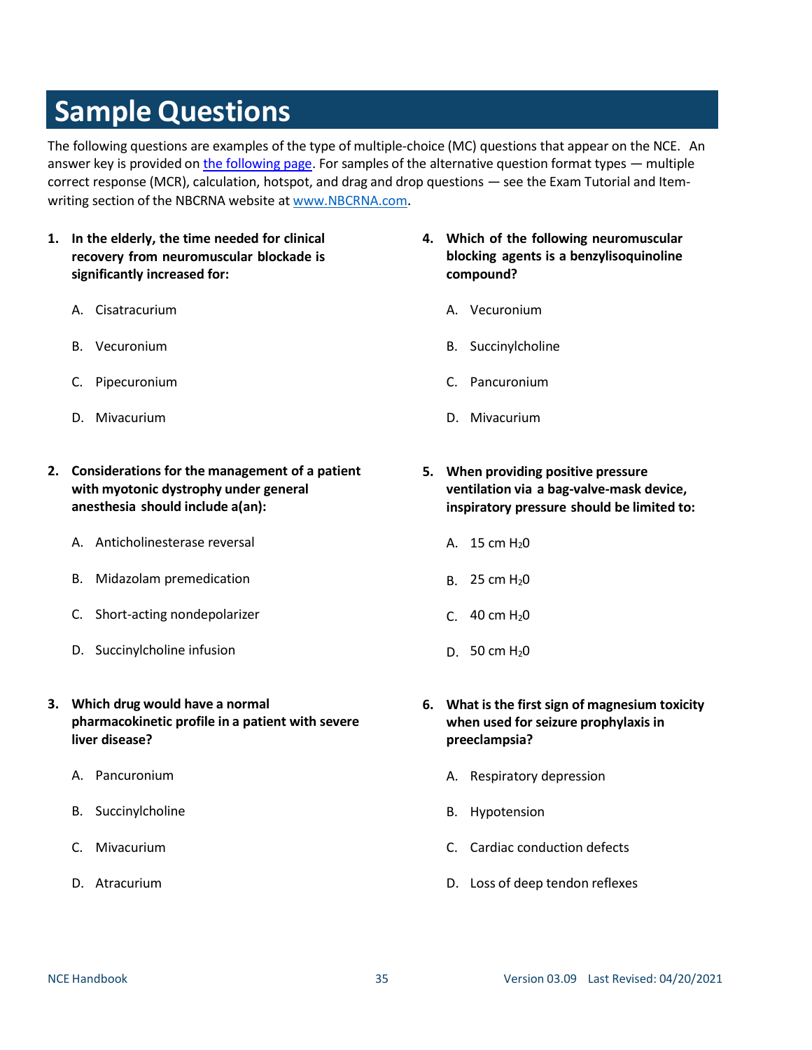# Sample Questions

The following questions are examples of the type of multiple-choice (MC) questions that appear on the NCE. An answer key is provided on [the following page](). For samples of the alternative question format types — multiple correct response (MCR), calculation, hotspot, and drag and drop questions — see the Exam Tutorial and Item-writing section of the NBCRNA website at [www.NBCRNA.com](www.NBCRNA.com).

**1. In the elderly, the time needed for clinical recovery from neuromuscular blockade is significantly increased for:**

A. Cisatracurium

B. Vecuronium

C. Pipecuronium

D. Mivacurium

**2. Considerations for the management of a patient with myotonic dystrophy under general anesthesia should include a(an):**

A. Anticholinesterase reversal

B. Midazolam premedication

C. Short-acting nondepolarizer

D. Succinylcholine infusion

**3. Which drug would have a normal pharmacokinetic profile in a patient with severe liver disease?**

A. Pancuronium

B. Succinylcholine

C. Mivacurium

D. Atracurium

**4. Which of the following neuromuscular blocking agents is a benzylisoquinoline compound?**

A. Vecuronium

B. Succinylcholine

C. Pancuronium

D. Mivacurium

**5. When providing positive pressure ventilation via a bag-valve-mask device, inspiratory pressure should be limited to:**

A. 15 cm $H_20$

B. 25 cm $H_20$

C. 40 cm $H_20$

D. 50 cm $H_20$

**6. What is the first sign of magnesium toxicity when used for seizure prophylaxis in preeclampsia?**

A. Respiratory depression

B. Hypotension

C. Cardiac conduction defects

D. Loss of deep tendon reflexes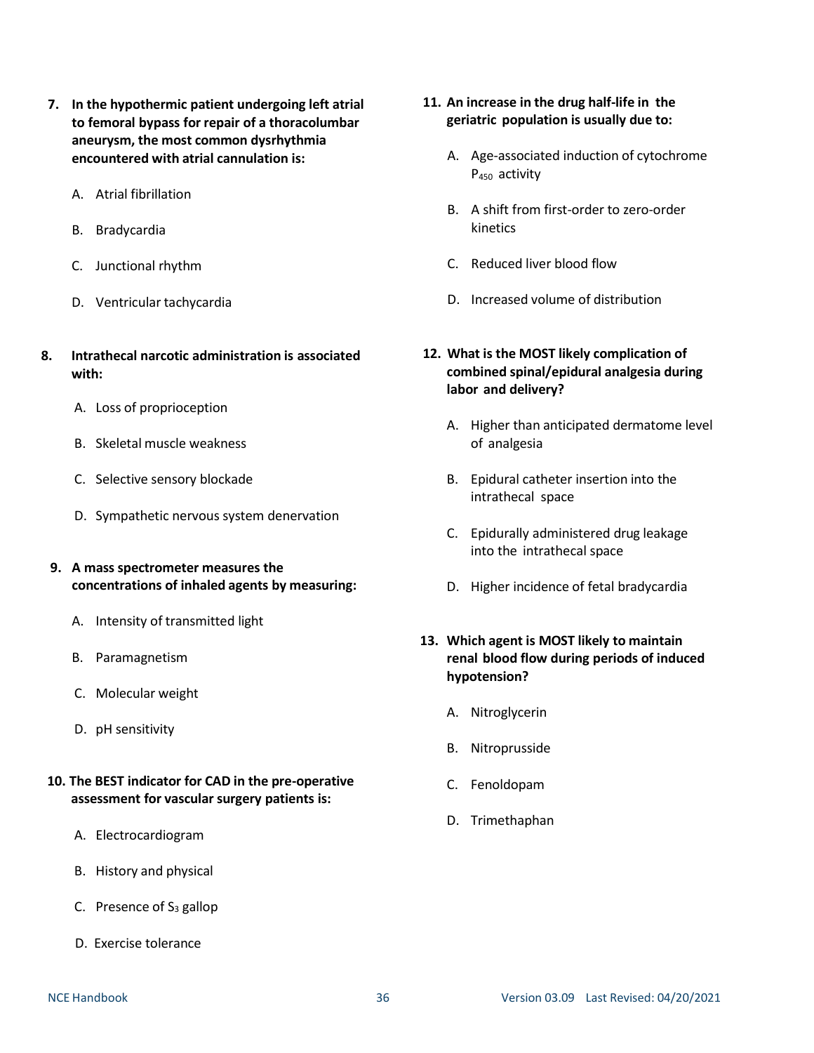7. **In the hypothermic patient undergoing left atrial to femoral bypass for repair of a thoracolumbar aneurysm, the most common dysrhythmia encountered with atrial cannulation is:**

   A. Atrial fibrillation

   B. Bradycardia

   C. Junctional rhythm

   D. Ventricular tachycardia

8. **Intrathecal narcotic administration is associated with:**

   A. Loss of proprioception

   B. Skeletal muscle weakness

   C. Selective sensory blockade

   D. Sympathetic nervous system denervation

9. **A mass spectrometer measures the concentrations of inhaled agents by measuring:**

   A. Intensity of transmitted light

   B. Paramagnetism

   C. Molecular weight

   D. pH sensitivity

10. **The BEST indicator for CAD in the pre-operative assessment for vascular surgery patients is:**

    A. Electrocardiogram

    B. History and physical

    C. Presence of $S_3$ gallop

    D. Exercise tolerance

11. **An increase in the drug half-life in the geriatric population is usually due to:**

    A. Age-associated induction of cytochrome $P_{450}$ activity

    B. A shift from first-order to zero-order kinetics

    C. Reduced liver blood flow

    D. Increased volume of distribution

12. **What is the MOST likely complication of combined spinal/epidural analgesia during labor and delivery?**

    A. Higher than anticipated dermatome level of analgesia

    B. Epidural catheter insertion into the intrathecal space

    C. Epidurally administered drug leakage into the intrathecal space

    D. Higher incidence of fetal bradycardia

13. **Which agent is MOST likely to maintain renal blood flow during periods of induced hypotension?**

    A. Nitroglycerin

    B. Nitroprusside

    C. Fenoldopam

    D. Trimethaphan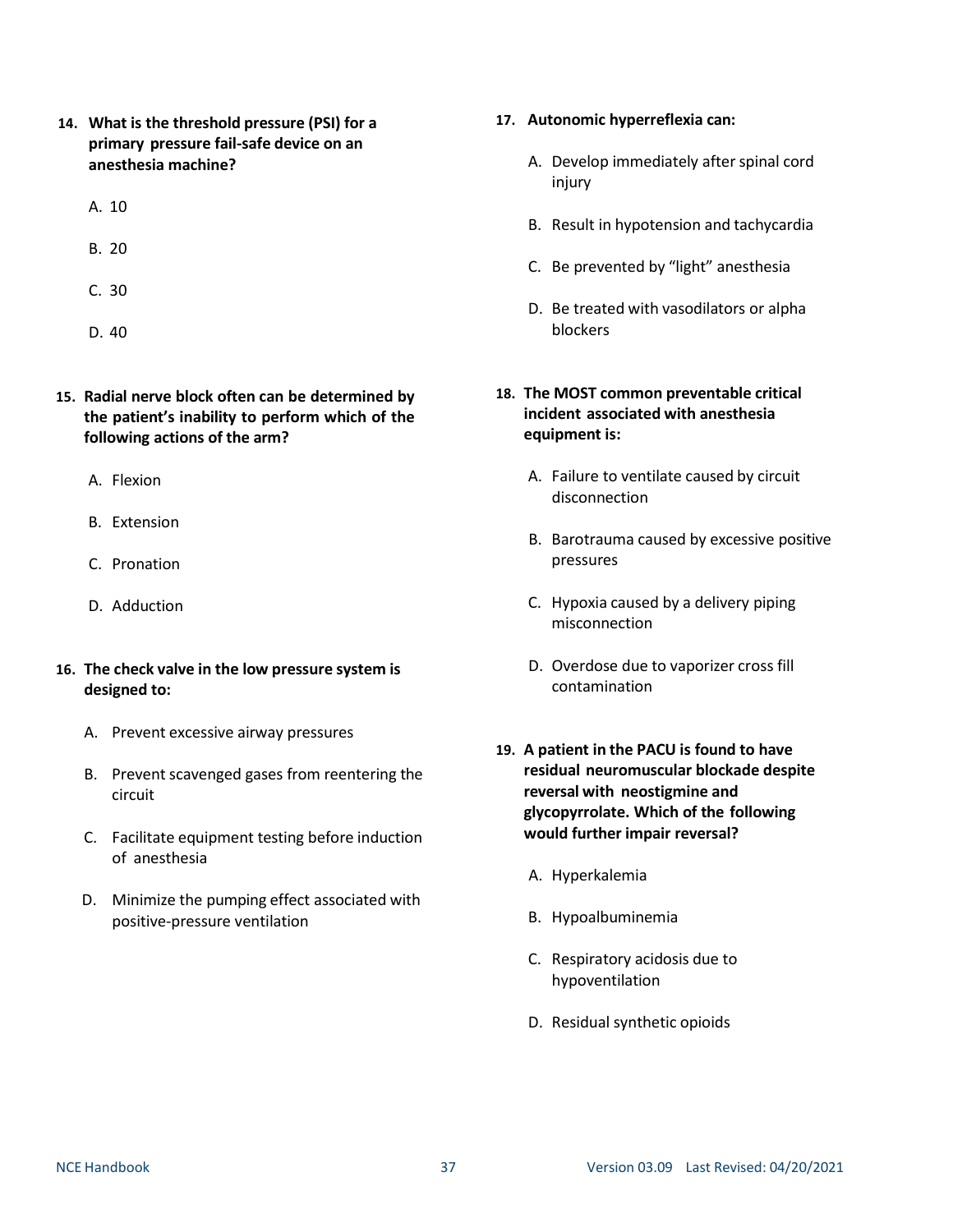**14. What is the threshold pressure (PSI) for a primary pressure fail-safe device on an anesthesia machine?**

A. 10

B. 20

C. 30

D. 40

**15. Radial nerve block often can be determined by the patient's inability to perform which of the following actions of the arm?**

A. Flexion

B. Extension

C. Pronation

D. Adduction

**16. The check valve in the low pressure system is designed to:**

A. Prevent excessive airway pressures

B. Prevent scavenged gases from reentering the circuit

C. Facilitate equipment testing before induction of anesthesia

D. Minimize the pumping effect associated with positive-pressure ventilation

**17. Autonomic hyperreflexia can:**

A. Develop immediately after spinal cord injury

B. Result in hypotension and tachycardia

C. Be prevented by "light" anesthesia

D. Be treated with vasodilators or alpha blockers

**18. The MOST common preventable critical incident associated with anesthesia equipment is:**

A. Failure to ventilate caused by circuit disconnection

B. Barotrauma caused by excessive positive pressures

C. Hypoxia caused by a delivery piping misconnection

D. Overdose due to vaporizer cross fill contamination

**19. A patient in the PACU is found to have residual neuromuscular blockade despite reversal with neostigmine and glycopyrrolate. Which of the following would further impair reversal?**

A. Hyperkalemia

B. Hypoalbuminemia

C. Respiratory acidosis due to hypoventilation

D. Residual synthetic opioids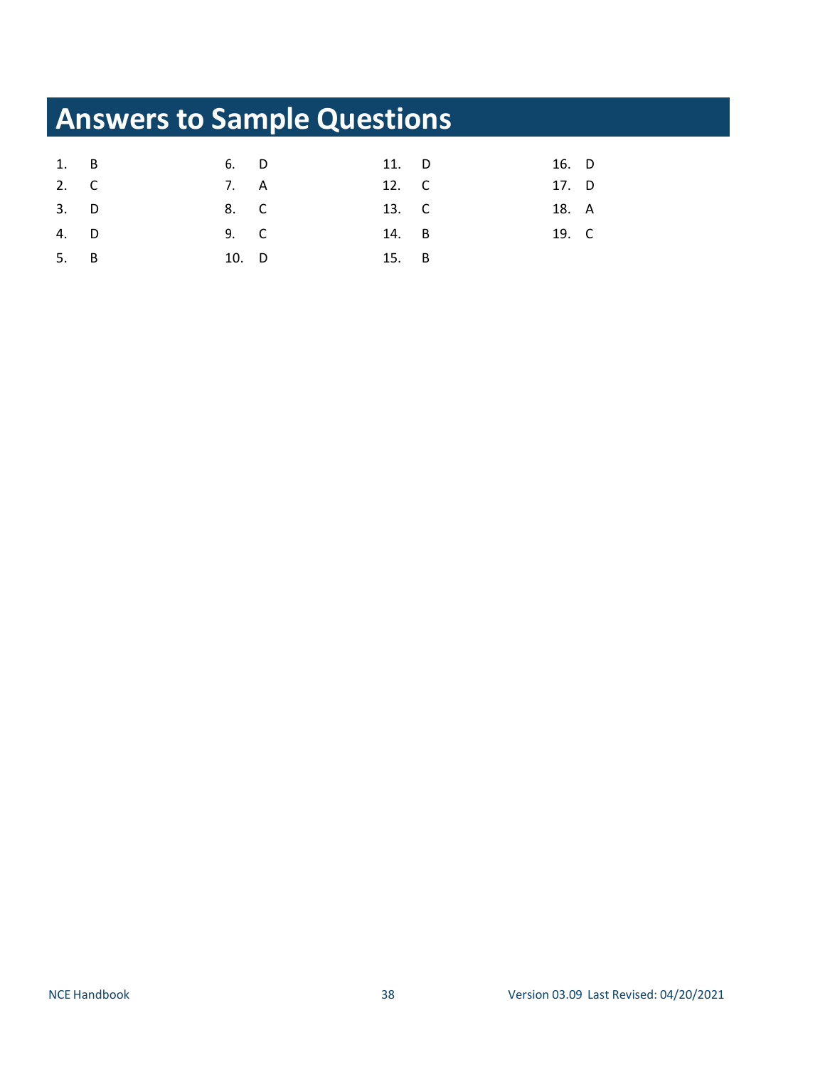# Answers to Sample Questions

1. B
2. C
3. D
4. D
5. B
6. D
7. A
8. C
9. C
10. D
11. D
12. C
13. C
14. B
15. B
16. D
17. D
18. A
19. C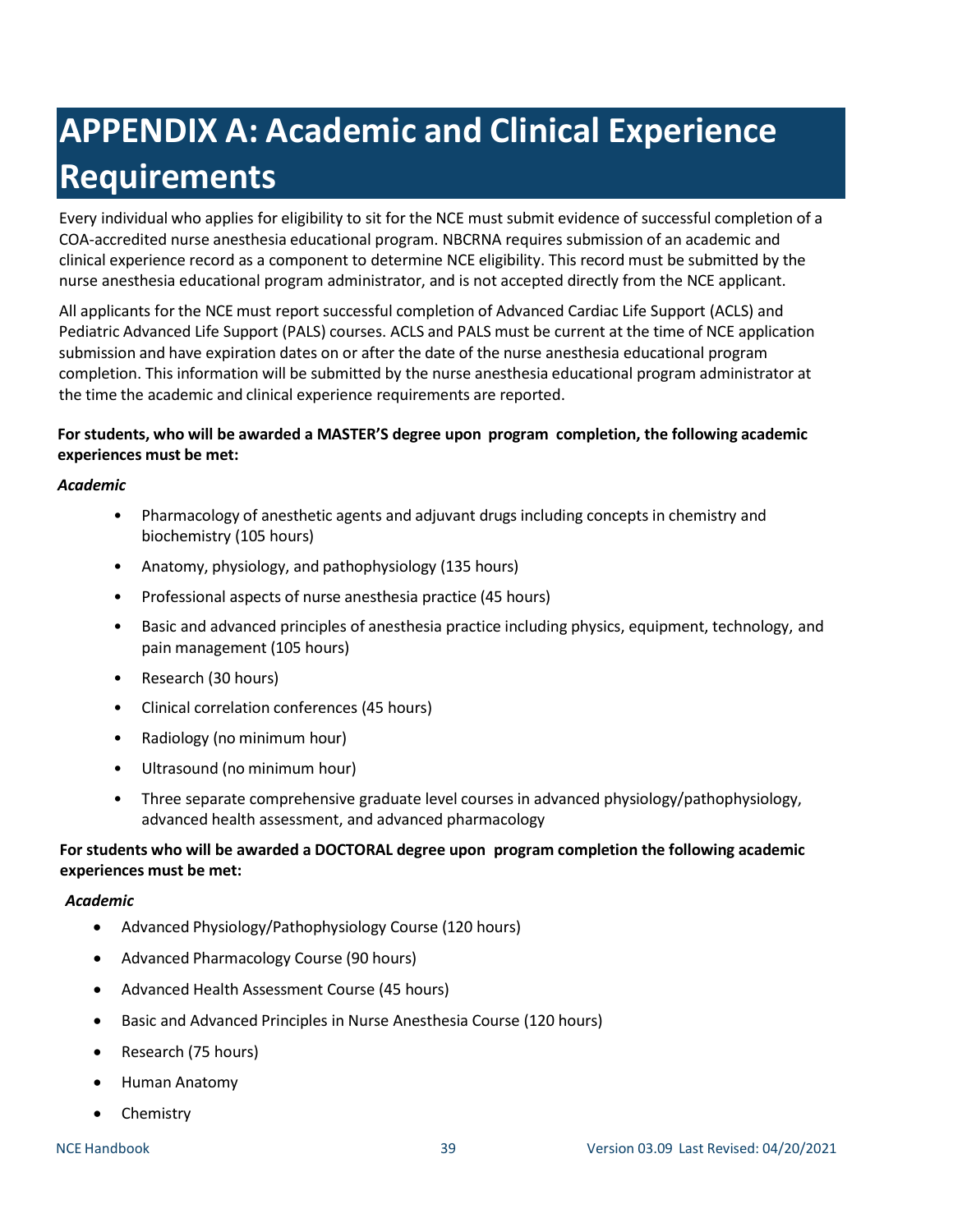# APPENDIX A: Academic and Clinical Experience Requirements

Every individual who applies for eligibility to sit for the NCE must submit evidence of successful completion of a COA-accredited nurse anesthesia educational program. NBCRNA requires submission of an academic and clinical experience record as a component to determine NCE eligibility. This record must be submitted by the nurse anesthesia educational program administrator, and is not accepted directly from the NCE applicant.

All applicants for the NCE must report successful completion of Advanced Cardiac Life Support (ACLS) and Pediatric Advanced Life Support (PALS) courses. ACLS and PALS must be current at the time of NCE application submission and have expiration dates on or after the date of the nurse anesthesia educational program completion. This information will be submitted by the nurse anesthesia educational program administrator at the time the academic and clinical experience requirements are reported.

**For students, who will be awarded a MASTER'S degree upon program completion, the following academic experiences must be met:**

***Academic***

- Pharmacology of anesthetic agents and adjuvant drugs including concepts in chemistry and biochemistry (105 hours)
- Anatomy, physiology, and pathophysiology (135 hours)
- Professional aspects of nurse anesthesia practice (45 hours)
- Basic and advanced principles of anesthesia practice including physics, equipment, technology, and pain management (105 hours)
- Research (30 hours)
- Clinical correlation conferences (45 hours)
- Radiology (no minimum hour)
- Ultrasound (no minimum hour)
- Three separate comprehensive graduate level courses in advanced physiology/pathophysiology, advanced health assessment, and advanced pharmacology

**For students who will be awarded a DOCTORAL degree upon program completion the following academic experiences must be met:**

***Academic***

- Advanced Physiology/Pathophysiology Course (120 hours)
- Advanced Pharmacology Course (90 hours)
- Advanced Health Assessment Course (45 hours)
- Basic and Advanced Principles in Nurse Anesthesia Course (120 hours)
- Research (75 hours)
- Human Anatomy
- Chemistry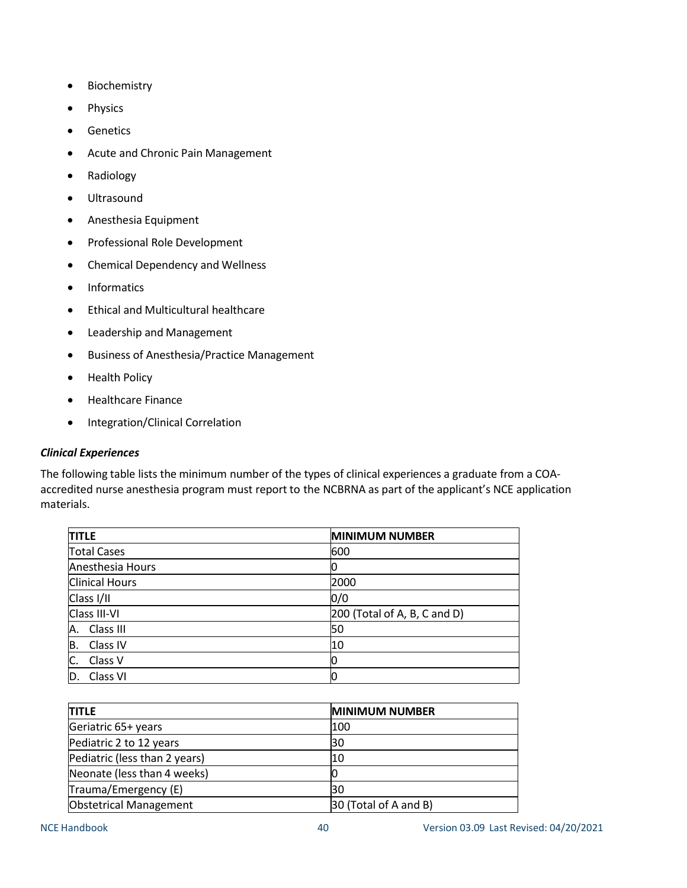- Biochemistry
- Physics
- Genetics
- Acute and Chronic Pain Management
- Radiology
- Ultrasound
- Anesthesia Equipment
- Professional Role Development
- Chemical Dependency and Wellness
- Informatics
- Ethical and Multicultural healthcare
- Leadership and Management
- Business of Anesthesia/Practice Management
- Health Policy
- Healthcare Finance
- Integration/Clinical Correlation

***Clinical Experiences***

The following table lists the minimum number of the types of clinical experiences a graduate from a COA-accredited nurse anesthesia program must report to the NCBRNA as part of the applicant's NCE application materials.

| TITLE | MINIMUM NUMBER |
|---|---|
| Total Cases | 600 |
| Anesthesia Hours | 0 |
| Clinical Hours | 2000 |
| Class I/II | 0/0 |
| Class III-VI | 200 (Total of A, B, C and D) |
| A. Class III | 50 |
| B. Class IV | 10 |
| C. Class V | 0 |
| D. Class VI | 0 |

| TITLE | MINIMUM NUMBER |
|---|---|
| Geriatric 65+ years | 100 |
| Pediatric 2 to 12 years | 30 |
| Pediatric (less than 2 years) | 10 |
| Neonate (less than 4 weeks) | 0 |
| Trauma/Emergency (E) | 30 |
| Obstetrical Management | 30 (Total of A and B) |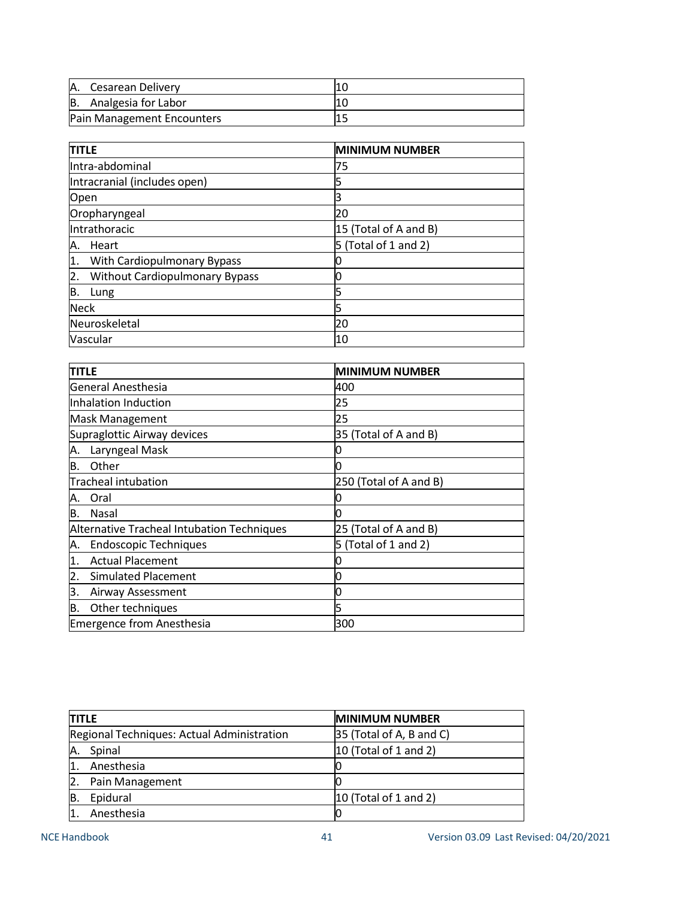| A. Cesarean Delivery | 10 |
|---|---|
| B. Analgesia for Labor | 10 |
| Pain Management Encounters | 15 |

| TITLE | MINIMUM NUMBER |
|---|---|
| Intra-abdominal | 75 |
| Intracranial (includes open) | 5 |
| Open | 3 |
| Oropharyngeal | 20 |
| Intrathoracic | 15 (Total of A and B) |
| A. Heart | 5 (Total of 1 and 2) |
| 1. With Cardiopulmonary Bypass | 0 |
| 2. Without Cardiopulmonary Bypass | 0 |
| B. Lung | 5 |
| Neck | 5 |
| Neuroskeletal | 20 |
| Vascular | 10 |

| TITLE | MINIMUM NUMBER |
|---|---|
| General Anesthesia | 400 |
| Inhalation Induction | 25 |
| Mask Management | 25 |
| Supraglottic Airway devices | 35 (Total of A and B) |
| A. Laryngeal Mask | 0 |
| B. Other | 0 |
| Tracheal intubation | 250 (Total of A and B) |
| A. Oral | 0 |
| B. Nasal | 0 |
| Alternative Tracheal Intubation Techniques | 25 (Total of A and B) |
| A. Endoscopic Techniques | 5 (Total of 1 and 2) |
| 1. Actual Placement | 0 |
| 2. Simulated Placement | 0 |
| 3. Airway Assessment | 0 |
| B. Other techniques | 5 |
| Emergence from Anesthesia | 300 |

| TITLE | MINIMUM NUMBER |
|---|---|
| Regional Techniques: Actual Administration | 35 (Total of A, B and C) |
| A. Spinal | 10 (Total of 1 and 2) |
| 1. Anesthesia | 0 |
| 2. Pain Management | 0 |
| B. Epidural | 10 (Total of 1 and 2) |
| 1. Anesthesia | 0 |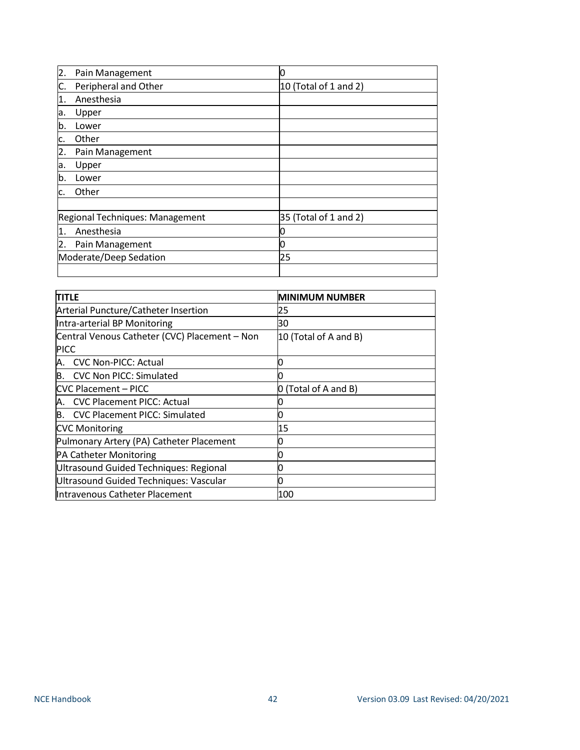| | |
|---|---|
| 2. Pain Management | 0 |
| C. Peripheral and Other | 10 (Total of 1 and 2) |
| 1. Anesthesia | |
| a. Upper | |
| b. Lower | |
| c. Other | |
| 2. Pain Management | |
| a. Upper | |
| b. Lower | |
| c. Other | |
| | |
| Regional Techniques: Management | 35 (Total of 1 and 2) |
| 1. Anesthesia | 0 |
| 2. Pain Management | 0 |
| Moderate/Deep Sedation | 25 |
| | |

| TITLE | MINIMUM NUMBER |
|---|---|
| Arterial Puncture/Catheter Insertion | 25 |
| Intra-arterial BP Monitoring | 30 |
| Central Venous Catheter (CVC) Placement – Non PICC | 10 (Total of A and B) |
| A. CVC Non-PICC: Actual | 0 |
| B. CVC Non PICC: Simulated | 0 |
| CVC Placement – PICC | 0 (Total of A and B) |
| A. CVC Placement PICC: Actual | 0 |
| B. CVC Placement PICC: Simulated | 0 |
| CVC Monitoring | 15 |
| Pulmonary Artery (PA) Catheter Placement | 0 |
| PA Catheter Monitoring | 0 |
| Ultrasound Guided Techniques: Regional | 0 |
| Ultrasound Guided Techniques: Vascular | 0 |
| Intravenous Catheter Placement | 100 |